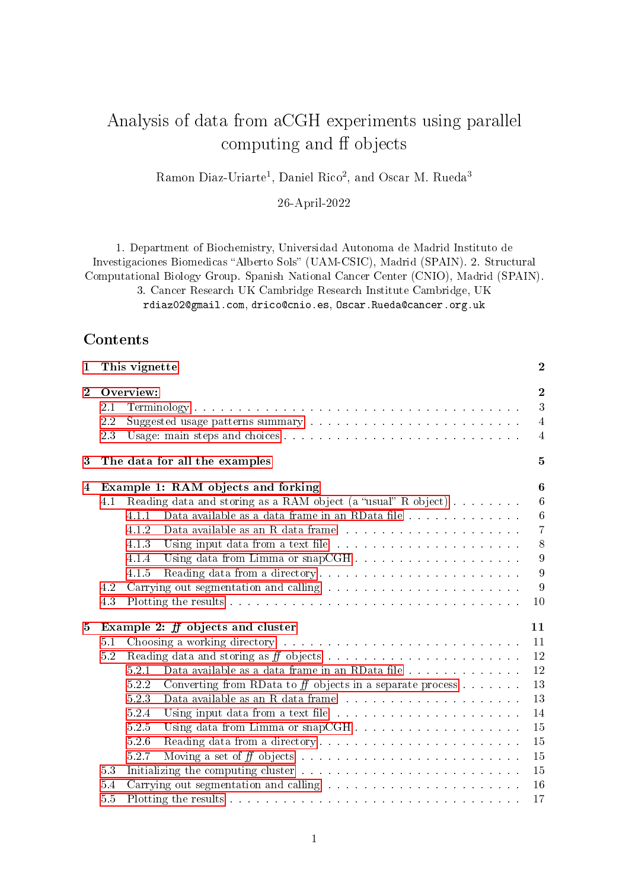# Analysis of data from aCGH experiments using parallel computing and ff objects

Ramon Diaz-Uriarte[1], Daniel Rico[2], and Oscar M. Rueda[3]

26-April-2022

1. Department of Biochemistry, Universidad Autonoma de Madrid Instituto de Investigaciones Biomedicas "Alberto Sols" (UAM-CSIC), Madrid (SPAIN). 2. Structural Computational Biology Group. Spanish National Cancer Center (CNIO), Madrid (SPAIN). 3. Cancer Research UK Cambridge Research Institute Cambridge, UK

`rdiaz02@gmail.com`, `drico@cnio.es`, `Oscar.Rueda@cancer.org.uk`

## Contents

- **1 This vignette** — 2
- **2 Overview:** — 2
  - 2.1 Terminology — 3
  - 2.2 Suggested usage patterns summary — 4
  - 2.3 Usage: main steps and choices — 4
- **3 The data for all the examples** — 5
- **4 Example 1: RAM objects and forking** — 6
  - 4.1 Reading data and storing as a RAM object (a "usual" R object) — 6
    - 4.1.1 Data available as a data frame in an RData file — 6
    - 4.1.2 Data available as an R data frame — 7
    - 4.1.3 Using input data from a text file — 8
    - 4.1.4 Using data from Limma or snapCGH — 9
    - 4.1.5 Reading data from a directory — 9
  - 4.2 Carrying out segmentation and calling — 9
  - 4.3 Plotting the results — 10
- **5 Example 2: *ff* objects and cluster** — 11
  - 5.1 Choosing a working directory — 11
  - 5.2 Reading data and storing as *ff* objects — 12
    - 5.2.1 Data available as a data frame in an RData file — 12
    - 5.2.2 Converting from RData to *ff* objects in a separate process — 13
    - 5.2.3 Data available as an R data frame — 13
    - 5.2.4 Using input data from a text file — 14
    - 5.2.5 Using data from Limma or snapCGH — 15
    - 5.2.6 Reading data from a directory — 15
    - 5.2.7 Moving a set of *ff* objects — 15
  - 5.3 Initializing the computing cluster — 15
  - 5.4 Carrying out segmentation and calling — 16
  - 5.5 Plotting the results — 17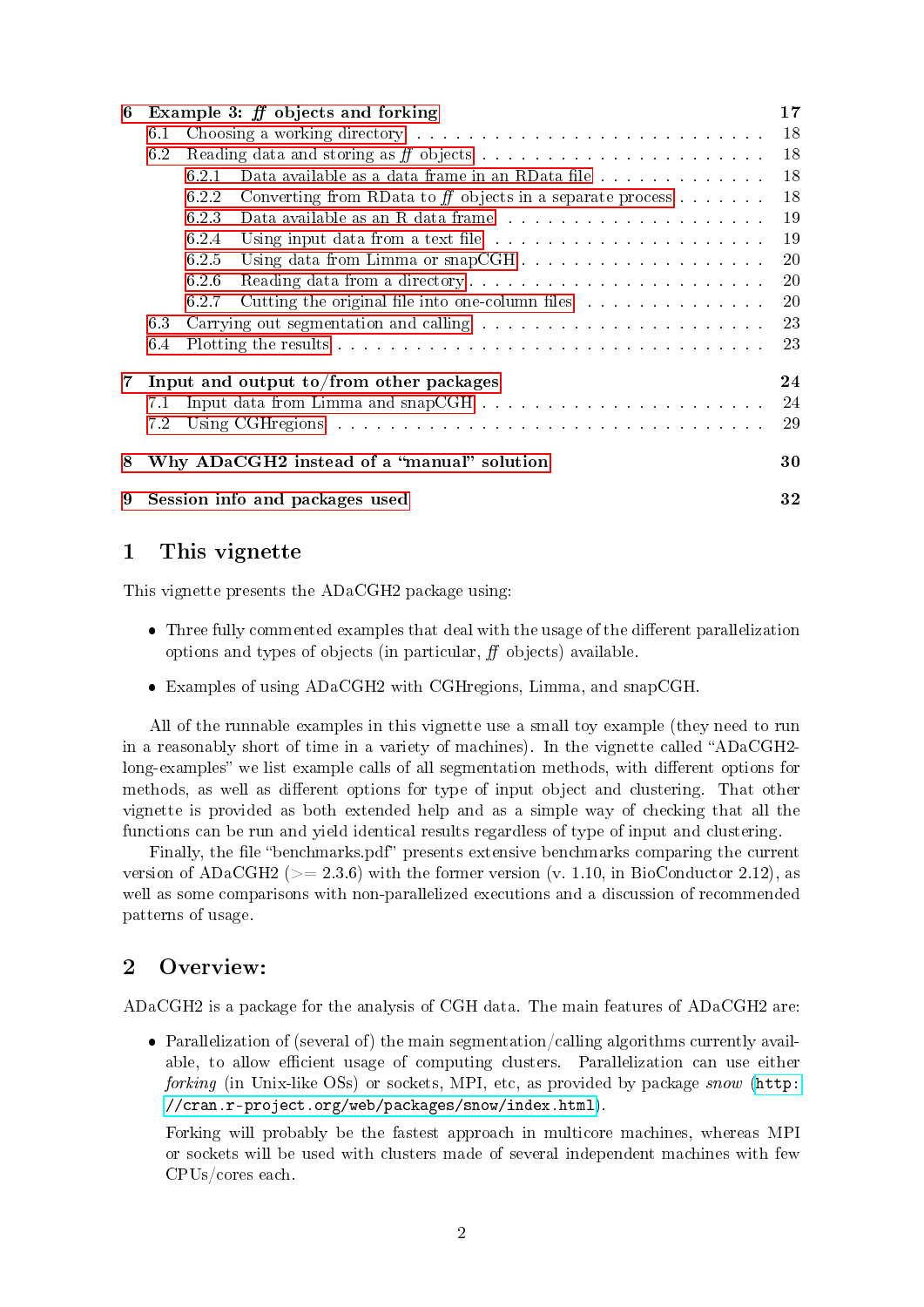6 Example 3: *ff* objects and forking 17
- 6.1 Choosing a working directory . . . 18
- 6.2 Reading data and storing as *ff* objects . . . 18
  - 6.2.1 Data available as a data frame in an RData file . . . 18
  - 6.2.2 Converting from RData to *ff* objects in a separate process . . . 18
  - 6.2.3 Data available as an R data frame . . . 19
  - 6.2.4 Using input data from a text file . . . 19
  - 6.2.5 Using data from Limma or snapCGH . . . 20
  - 6.2.6 Reading data from a directory . . . 20
  - 6.2.7 Cutting the original file into one-column files . . . 20
- 6.3 Carrying out segmentation and calling . . . 23
- 6.4 Plotting the results . . . 23

7 Input and output to/from other packages 24
- 7.1 Input data from Limma and snapCGH . . . 24
- 7.2 Using CGHregions . . . 29

8 Why ADaCGH2 instead of a "manual" solution 30

9 Session info and packages used 32

# 1 This vignette

This vignette presents the ADaCGH2 package using:

- Three fully commented examples that deal with the usage of the different parallelization options and types of objects (in particular, *ff* objects) available.
- Examples of using ADaCGH2 with CGHregions, Limma, and snapCGH.

All of the runnable examples in this vignette use a small toy example (they need to run in a reasonably short of time in a variety of machines). In the vignette called "ADaCGH2-long-examples" we list example calls of all segmentation methods, with different options for methods, as well as different options for type of input object and clustering. That other vignette is provided as both extended help and as a simple way of checking that all the functions can be run and yield identical results regardless of type of input and clustering.

Finally, the file "benchmarks.pdf" presents extensive benchmarks comparing the current version of ADaCGH2 (>= 2.3.6) with the former version (v. 1.10, in BioConductor 2.12), as well as some comparisons with non-parallelized executions and a discussion of recommended patterns of usage.

# 2 Overview:

ADaCGH2 is a package for the analysis of CGH data. The main features of ADaCGH2 are:

- Parallelization of (several of) the main segmentation/calling algorithms currently available, to allow efficient usage of computing clusters. Parallelization can use either *forking* (in Unix-like OSs) or sockets, MPI, etc, as provided by package *snow* (`http://cran.r-project.org/web/packages/snow/index.html`).

  Forking will probably be the fastest approach in multicore machines, whereas MPI or sockets will be used with clusters made of several independent machines with few CPUs/cores each.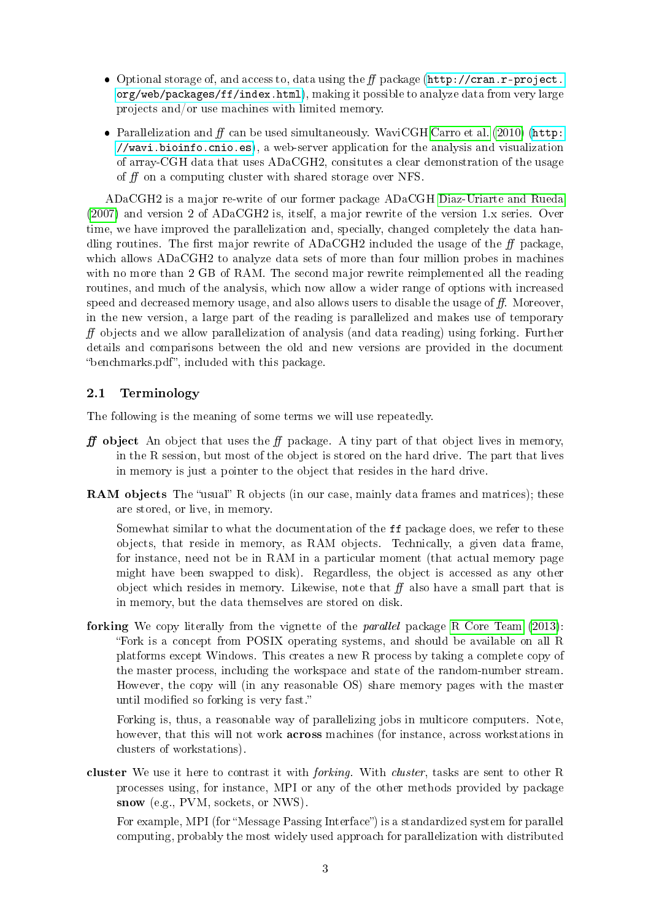- Optional storage of, and access to, data using the *ff* package (http://cran.r-project.org/web/packages/ff/index.html), making it possible to analyze data from very large projects and/or use machines with limited memory.

- Parallelization and *ff* can be used simultaneously. WaviCGH Carro et al. (2010) (http://wavi.bioinfo.cnio.es), a web-server application for the analysis and visualization of array-CGH data that uses ADaCGH2, consitutes a clear demonstration of the usage of *ff* on a computing cluster with shared storage over NFS.

ADaCGH2 is a major re-write of our former package ADaCGH Diaz-Uriarte and Rueda (2007) and version 2 of ADaCGH2 is, itself, a major rewrite of the version 1.x series. Over time, we have improved the parallelization and, specially, changed completely the data handling routines. The first major rewrite of ADaCGH2 included the usage of the *ff* package, which allows ADaCGH2 to analyze data sets of more than four million probes in machines with no more than 2 GB of RAM. The second major rewrite reimplemented all the reading routines, and much of the analysis, which now allow a wider range of options with increased speed and decreased memory usage, and also allows users to disable the usage of *ff*. Moreover, in the new version, a large part of the reading is parallelized and makes use of temporary *ff* objects and we allow parallelization of analysis (and data reading) using forking. Further details and comparisons between the old and new versions are provided in the document "benchmarks.pdf", included with this package.

## 2.1 Terminology

The following is the meaning of some terms we will use repeatedly.

***ff* object** An object that uses the *ff* package. A tiny part of that object lives in memory, in the R session, but most of the object is stored on the hard drive. The part that lives in memory is just a pointer to the object that resides in the hard drive.

**RAM objects** The "usual" R objects (in our case, mainly data frames and matrices); these are stored, or live, in memory.

Somewhat similar to what the documentation of the `ff` package does, we refer to these objects, that reside in memory, as RAM objects. Technically, a given data frame, for instance, need not be in RAM in a particular moment (that actual memory page might have been swapped to disk). Regardless, the object is accessed as any other object which resides in memory. Likewise, note that *ff* also have a small part that is in memory, but the data themselves are stored on disk.

**forking** We copy literally from the vignette of the *parallel* package R Core Team (2013): "Fork is a concept from POSIX operating systems, and should be available on all R platforms except Windows. This creates a new R process by taking a complete copy of the master process, including the workspace and state of the random-number stream. However, the copy will (in any reasonable OS) share memory pages with the master until modified so forking is very fast."

Forking is, thus, a reasonable way of parallelizing jobs in multicore computers. Note, however, that this will not work **across** machines (for instance, across workstations in clusters of workstations).

**cluster** We use it here to contrast it with *forking*. With *cluster*, tasks are sent to other R processes using, for instance, MPI or any of the other methods provided by package **snow** (e.g., PVM, sockets, or NWS).

For example, MPI (for "Message Passing Interface") is a standardized system for parallel computing, probably the most widely used approach for parallelization with distributed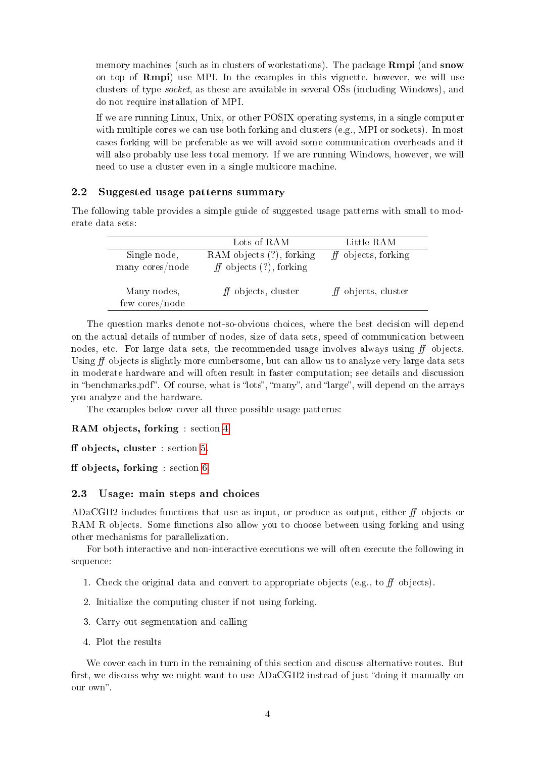memory machines (such as in clusters of workstations). The package **Rmpi** (and **snow** on top of **Rmpi**) use MPI. In the examples in this vignette, however, we will use clusters of type *socket*, as these are available in several OSs (including Windows), and do not require installation of MPI.

If we are running Linux, Unix, or other POSIX operating systems, in a single computer with multiple cores we can use both forking and clusters (e.g., MPI or sockets). In most cases forking will be preferable as we will avoid some communication overheads and it will also probably use less total memory. If we are running Windows, however, we will need to use a cluster even in a single multicore machine.

### 2.2 Suggested usage patterns summary

The following table provides a simple guide of suggested usage patterns with small to moderate data sets:

| | Lots of RAM | Little RAM |
|---|---|---|
| Single node, many cores/node | RAM objects (?), forking<br>*ff* objects (?), forking | *ff* objects, forking |
| Many nodes, few cores/node | *ff* objects, cluster | *ff* objects, cluster |

The question marks denote not-so-obvious choices, where the best decision will depend on the actual details of number of nodes, size of data sets, speed of communication between nodes, etc. For large data sets, the recommended usage involves always using *ff* objects. Using *ff* objects is slightly more cumbersome, but can allow us to analyze very large data sets in moderate hardware and will often result in faster computation; see details and discussion in "benchmarks.pdf". Of course, what is "lots", "many", and "large", will depend on the arrays you analyze and the hardware.

The examples below cover all three possible usage patterns:

**RAM objects, forking** : section 4.

**ff objects, cluster** : section 5.

**ff objects, forking** : section 6.

### 2.3 Usage: main steps and choices

ADaCGH2 includes functions that use as input, or produce as output, either *ff* objects or RAM R objects. Some functions also allow you to choose between using forking and using other mechanisms for parallelization.

For both interactive and non-interactive executions we will often execute the following in sequence:

1. Check the original data and convert to appropriate objects (e.g., to *ff* objects).
2. Initialize the computing cluster if not using forking.
3. Carry out segmentation and calling
4. Plot the results

We cover each in turn in the remaining of this section and discuss alternative routes. But first, we discuss why we might want to use ADaCGH2 instead of just "doing it manually on our own".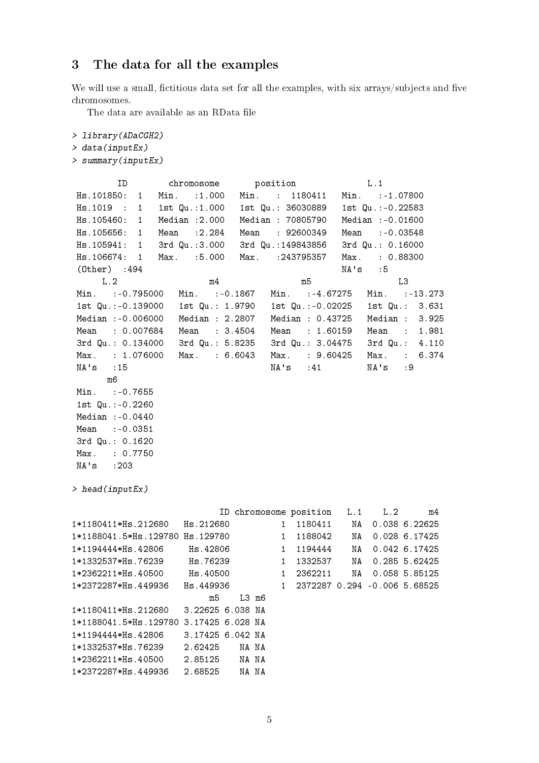## 3 The data for all the examples

We will use a small, fictitious data set for all the examples, with six arrays/subjects and five chromosomes.

The data are available as an RData file

```
> library(ADaCGH2)
> data(inputEx)
> summary(inputEx)

        ID        chromosome       position             L.1          
 Hs.101850:  1   Min.   :1.000   Min.   :  1180411   Min.   :-1.07800  
 Hs.1019  :  1   1st Qu.:1.000   1st Qu.: 36030889   1st Qu.:-0.22583  
 Hs.105460:  1   Median :2.000   Median : 70805790   Median :-0.01600  
 Hs.105656:  1   Mean   :2.284   Mean   : 92600349   Mean   :-0.03548  
 Hs.105941:  1   3rd Qu.:3.000   3rd Qu.:149843856   3rd Qu.: 0.16000  
 Hs.106674:  1   Max.   :5.000   Max.   :243795357   Max.   : 0.88300  
 (Other)  :494                                       NA's   :5         
      L.2                 m4                m5                L3         
 Min.   :-0.795000   Min.   :-0.1867   Min.   :-4.67275   Min.   :-13.273  
 1st Qu.:-0.139000   1st Qu.: 1.9790   1st Qu.:-0.02025   1st Qu.:  3.631  
 Median :-0.006000   Median : 2.2807   Median : 0.43725   Median :  3.925  
 Mean   : 0.007684   Mean   : 3.4504   Mean   : 1.60159   Mean   :  1.981  
 3rd Qu.: 0.134000   3rd Qu.: 5.8235   3rd Qu.: 3.04475   3rd Qu.:  4.110  
 Max.   : 1.076000   Max.   : 6.6043   Max.   : 9.60425   Max.   :  6.374  
 NA's   :15                            NA's   :41         NA's   :9        
       m6         
 Min.   :-0.7655  
 1st Qu.:-0.2260  
 Median :-0.0440  
 Mean   :-0.0351  
 3rd Qu.: 0.1620  
 Max.   : 0.7750  
 NA's   :203      

> head(inputEx)

                                 ID chromosome position   L.1    L.2      m4
1*1180411*Hs.212680   Hs.212680          1  1180411    NA  0.038 6.22625
1*1188041.5*Hs.129780 Hs.129780          1  1188042    NA  0.028 6.17425
1*1194444*Hs.42806     Hs.42806          1  1194444    NA  0.042 6.17425
1*1332537*Hs.76239     Hs.76239          1  1332537    NA  0.285 5.62425
1*2362211*Hs.40500     Hs.40500          1  2362211    NA  0.058 5.85125
1*2372287*Hs.449936   Hs.449936          1  2372287 0.294 -0.006 5.68525
                           m5    L3 m6
1*1180411*Hs.212680   3.22625 6.038 NA
1*1188041.5*Hs.129780 3.17425 6.028 NA
1*1194444*Hs.42806    3.17425 6.042 NA
1*1332537*Hs.76239    2.62425    NA NA
1*2362211*Hs.40500    2.85125    NA NA
1*2372287*Hs.449936   2.68525    NA NA
```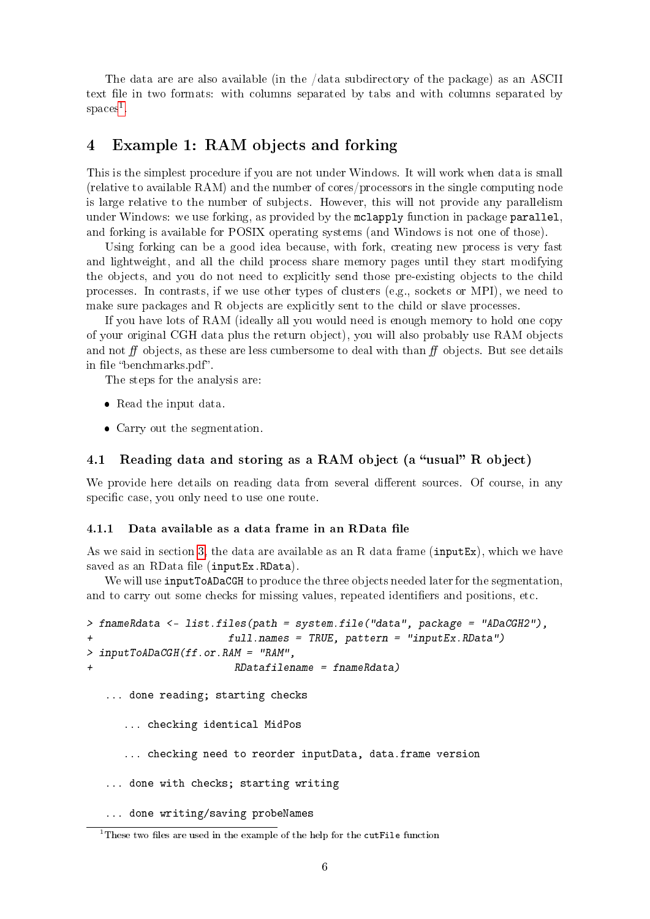The data are are also available (in the /data subdirectory of the package) as an ASCII text file in two formats: with columns separated by tabs and with columns separated by spaces[1].

# 4 Example 1: RAM objects and forking

This is the simplest procedure if you are not under Windows. It will work when data is small (relative to available RAM) and the number of cores/processors in the single computing node is large relative to the number of subjects. However, this will not provide any parallelism under Windows: we use forking, as provided by the `mclapply` function in package `parallel`, and forking is available for POSIX operating systems (and Windows is not one of those).

Using forking can be a good idea because, with fork, creating new process is very fast and lightweight, and all the child process share memory pages until they start modifying the objects, and you do not need to explicitly send those pre-existing objects to the child processes. In contrasts, if we use other types of clusters (e.g., sockets or MPI), we need to make sure packages and R objects are explicitly sent to the child or slave processes.

If you have lots of RAM (ideally all you would need is enough memory to hold one copy of your original CGH data plus the return object), you will also probably use RAM objects and not *ff* objects, as these are less cumbersome to deal with than *ff* objects. But see details in file "benchmarks.pdf".

The steps for the analysis are:

- Read the input data.
- Carry out the segmentation.

## 4.1 Reading data and storing as a RAM object (a "usual" R object)

We provide here details on reading data from several different sources. Of course, in any specific case, you only need to use one route.

### 4.1.1 Data available as a data frame in an RData file

As we said in section 3, the data are available as an R data frame (`inputEx`), which we have saved as an RData file (`inputEx.RData`).

We will use `inputToADaCGH` to produce the three objects needed later for the segmentation, and to carry out some checks for missing values, repeated identifiers and positions, etc.

```
> fnameRdata <- list.files(path = system.file("data", package = "ADaCGH2"),
+                          full.names = TRUE, pattern = "inputEx.RData")
> inputToADaCGH(ff.or.RAM = "RAM",
+                         RDatafilename = fnameRdata)

   ... done reading; starting checks

      ... checking identical MidPos

      ... checking need to reorder inputData, data.frame version

   ... done with checks; starting writing

   ... done writing/saving probeNames
```

[1] These two files are used in the example of the help for the `cutFile` function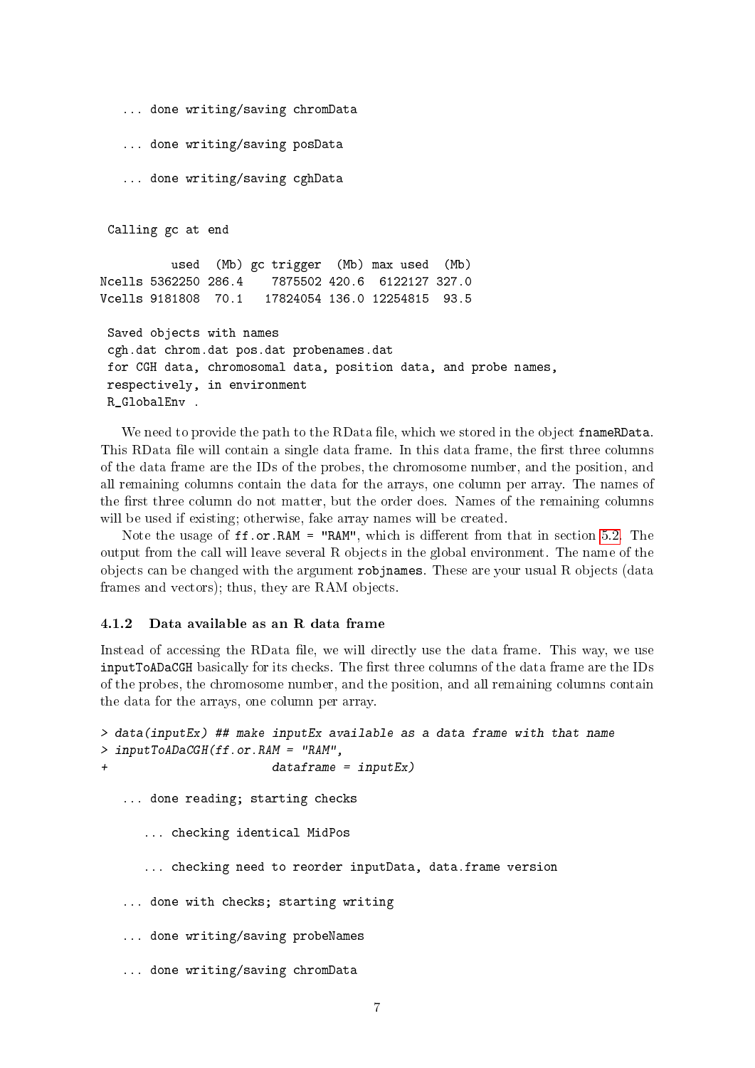```
   ... done writing/saving chromData

   ... done writing/saving posData

   ... done writing/saving cghData


 Calling gc at end

         used  (Mb) gc trigger  (Mb) max used  (Mb)
Ncells 5362250 286.4    7875502 420.6  6122127 327.0
Vcells 9181808  70.1   17824054 136.0 12254815  93.5

 Saved objects with names
 cgh.dat chrom.dat pos.dat probenames.dat
 for CGH data, chromosomal data, position data, and probe names,
 respectively, in environment
 R_GlobalEnv .
```

We need to provide the path to the RData file, which we stored in the object `fnameRData`. This RData file will contain a single data frame. In this data frame, the first three columns of the data frame are the IDs of the probes, the chromosome number, and the position, and all remaining columns contain the data for the arrays, one column per array. The names of the first three column do not matter, but the order does. Names of the remaining columns will be used if existing; otherwise, fake array names will be created.

Note the usage of `ff.or.RAM = "RAM"`, which is different from that in section 5.2. The output from the call will leave several R objects in the global environment. The name of the objects can be changed with the argument `robjnames`. These are your usual R objects (data frames and vectors); thus, they are RAM objects.

### 4.1.2 Data available as an R data frame

Instead of accessing the RData file, we will directly use the data frame. This way, we use `inputToADaCGH` basically for its checks. The first three columns of the data frame are the IDs of the probes, the chromosome number, and the position, and all remaining columns contain the data for the arrays, one column per array.

```
> data(inputEx) ## make inputEx available as a data frame with that name
> inputToADaCGH(ff.or.RAM = "RAM",
+                       dataframe = inputEx)

   ... done reading; starting checks

      ... checking identical MidPos

      ... checking need to reorder inputData, data.frame version

   ... done with checks; starting writing

   ... done writing/saving probeNames

   ... done writing/saving chromData
```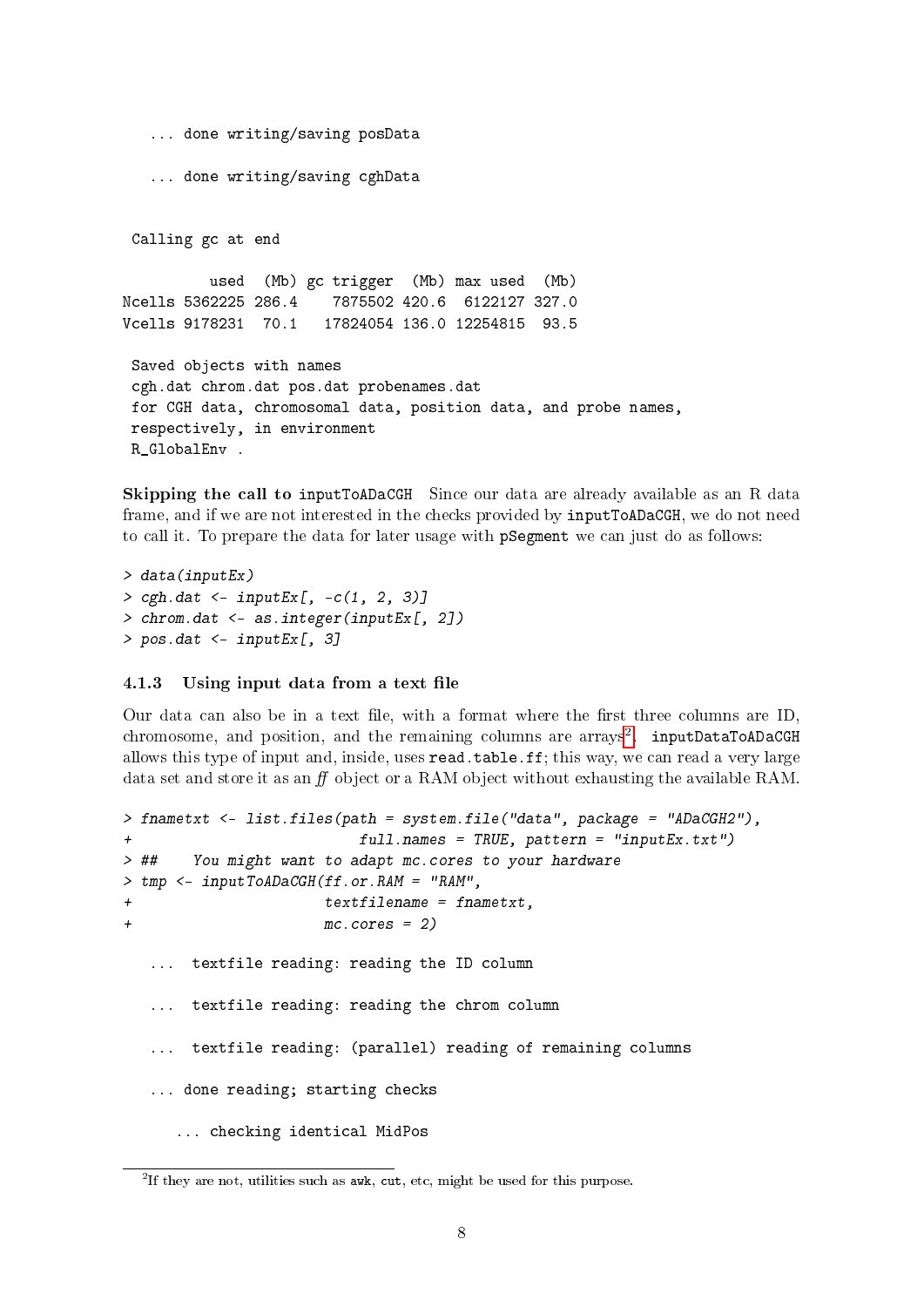```
   ... done writing/saving posData

   ... done writing/saving cghData


 Calling gc at end

         used  (Mb) gc trigger  (Mb) max used  (Mb)
Ncells 5362225 286.4    7875502 420.6  6122127 327.0
Vcells 9178231  70.1   17824054 136.0 12254815  93.5

 Saved objects with names
 cgh.dat chrom.dat pos.dat probenames.dat
 for CGH data, chromosomal data, position data, and probe names,
 respectively, in environment
 R_GlobalEnv .
```

**Skipping the call to `inputToADaCGH`** Since our data are already available as an R data frame, and if we are not interested in the checks provided by `inputToADaCGH`, we do not need to call it. To prepare the data for later usage with `pSegment` we can just do as follows:

```
> data(inputEx)
> cgh.dat <- inputEx[, -c(1, 2, 3)]
> chrom.dat <- as.integer(inputEx[, 2])
> pos.dat <- inputEx[, 3]
```

### 4.1.3 Using input data from a text file

Our data can also be in a text file, with a format where the first three columns are ID, chromosome, and position, and the remaining columns are arrays[2]. `inputDataToADaCGH` allows this type of input and, inside, uses `read.table.ff`; this way, we can read a very large data set and store it as an *ff* object or a RAM object without exhausting the available RAM.

```
> fnametxt <- list.files(path = system.file("data", package = "ADaCGH2"),
+                        full.names = TRUE, pattern = "inputEx.txt")
> ##    You might want to adapt mc.cores to your hardware
> tmp <- inputToADaCGH(ff.or.RAM = "RAM",
+                     textfilename = fnametxt,
+                     mc.cores = 2)

   ...  textfile reading: reading the ID column

   ...  textfile reading: reading the chrom column

   ...  textfile reading: (parallel) reading of remaining columns

   ... done reading; starting checks

      ... checking identical MidPos
```

[2] If they are not, utilities such as `awk`, `cut`, etc, might be used for this purpose.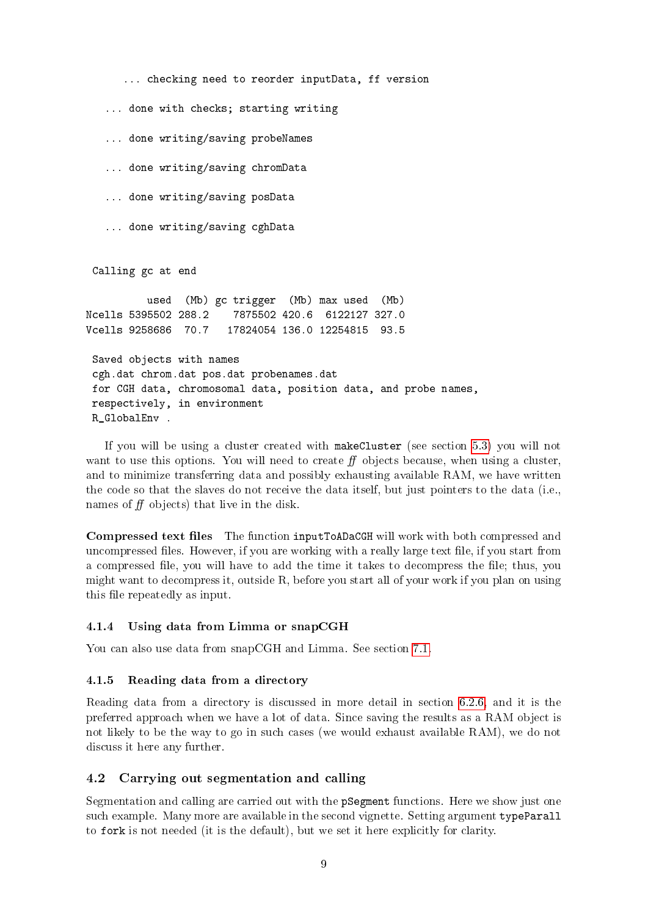```
    ... checking need to reorder inputData, ff version

  ... done with checks; starting writing

  ... done writing/saving probeNames

  ... done writing/saving chromData

  ... done writing/saving posData

  ... done writing/saving cghData


 Calling gc at end

          used  (Mb) gc trigger  (Mb) max used  (Mb)
Ncells 5395502 288.2    7875502 420.6  6122127 327.0
Vcells 9258686  70.7   17824054 136.0 12254815  93.5

 Saved objects with names
 cgh.dat chrom.dat pos.dat probenames.dat
 for CGH data, chromosomal data, position data, and probe names,
 respectively, in environment
 R_GlobalEnv .
```

If you will be using a cluster created with `makeCluster` (see section 5.3) you will not want to use this options. You will need to create *ff* objects because, when using a cluster, and to minimize transferring data and possibly exhausting available RAM, we have written the code so that the slaves do not receive the data itself, but just pointers to the data (i.e., names of *ff* objects) that live in the disk.

**Compressed text files** The function `inputToADaCGH` will work with both compressed and uncompressed files. However, if you are working with a really large text file, if you start from a compressed file, you will have to add the time it takes to decompress the file; thus, you might want to decompress it, outside R, before you start all of your work if you plan on using this file repeatedly as input.

### 4.1.4 Using data from Limma or snapCGH

You can also use data from snapCGH and Limma. See section 7.1.

### 4.1.5 Reading data from a directory

Reading data from a directory is discussed in more detail in section 6.2.6, and it is the preferred approach when we have a lot of data. Since saving the results as a RAM object is not likely to be the way to go in such cases (we would exhaust available RAM), we do not discuss it here any further.

## 4.2 Carrying out segmentation and calling

Segmentation and calling are carried out with the `pSegment` functions. Here we show just one such example. Many more are available in the second vignette. Setting argument `typeParall` to `fork` is not needed (it is the default), but we set it here explicitly for clarity.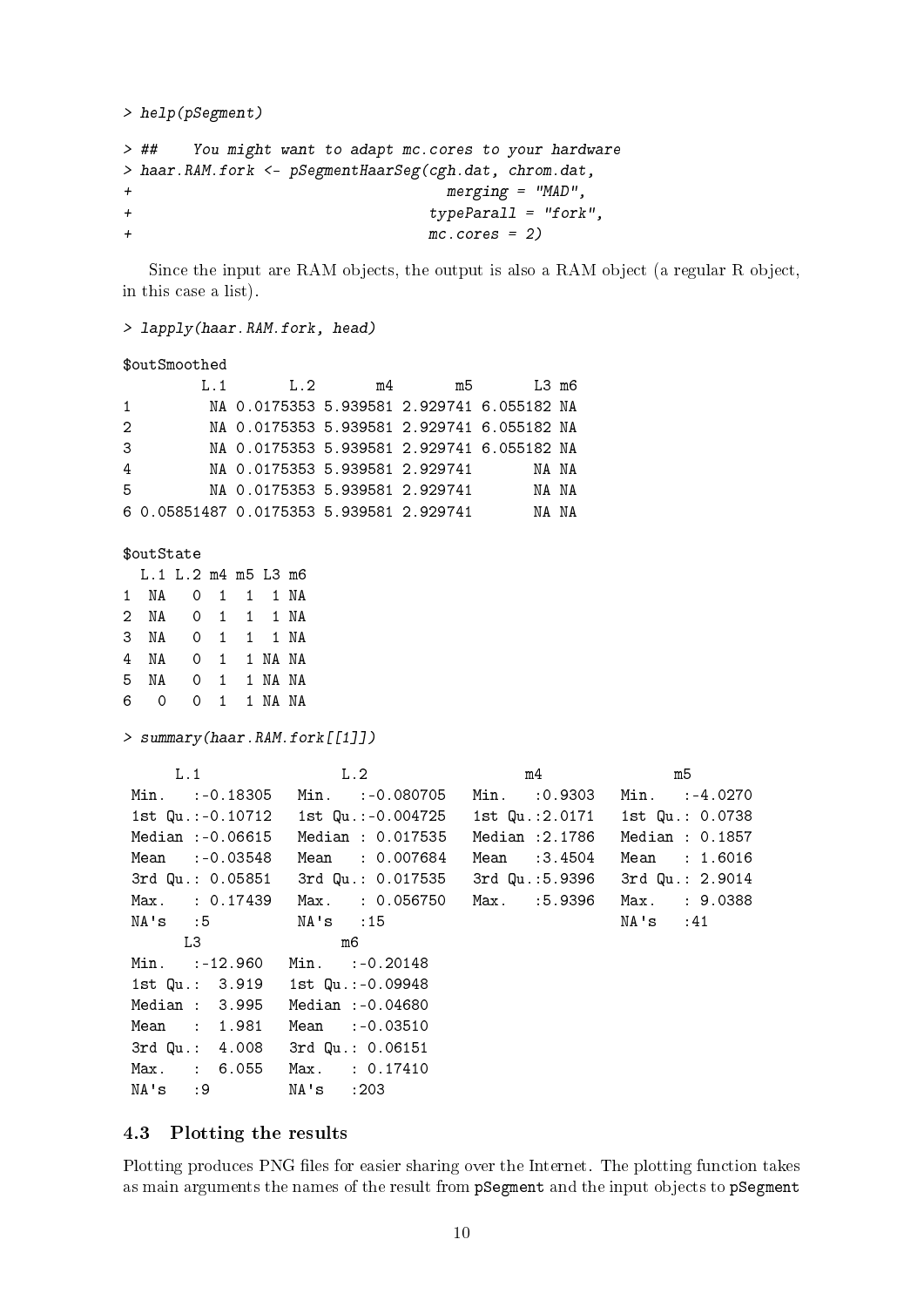```
> help(pSegment)

> ##   You might want to adapt mc.cores to your hardware
> haar.RAM.fork <- pSegmentHaarSeg(cgh.dat, chrom.dat,
+                                   merging = "MAD",
+                                 typeParall = "fork",
+                                 mc.cores = 2)
```

Since the input are RAM objects, the output is also a RAM object (a regular R object, in this case a list).

```
> lapply(haar.RAM.fork, head)

$outSmoothed
         L.1       L.2       m4       m5       L3 m6
1         NA 0.0175353 5.939581 2.929741 6.055182 NA
2         NA 0.0175353 5.939581 2.929741 6.055182 NA
3         NA 0.0175353 5.939581 2.929741 6.055182 NA
4         NA 0.0175353 5.939581 2.929741       NA NA
5         NA 0.0175353 5.939581 2.929741       NA NA
6 0.05851487 0.0175353 5.939581 2.929741       NA NA

$outState
  L.1 L.2 m4 m5 L3 m6
1  NA   0  1  1  1 NA
2  NA   0  1  1  1 NA
3  NA   0  1  1  1 NA
4  NA   0  1  1 NA NA
5  NA   0  1  1 NA NA
6   0   0  1  1 NA NA

> summary(haar.RAM.fork[[1]])

      L.1                L.2                  m4               m5
 Min.   :-0.18305   Min.   :-0.080705   Min.   :0.9303   Min.   :-4.0270
 1st Qu.:-0.10712   1st Qu.:-0.004725   1st Qu.:2.0171   1st Qu.: 0.0738
 Median :-0.06615   Median : 0.017535   Median :2.1786   Median : 0.1857
 Mean   :-0.03548   Mean   : 0.007684   Mean   :3.4504   Mean   : 1.6016
 3rd Qu.: 0.05851   3rd Qu.: 0.017535   3rd Qu.:5.9396   3rd Qu.: 2.9014
 Max.   : 0.17439   Max.   : 0.056750   Max.   :5.9396   Max.   : 9.0388
 NA's   :5          NA's   :15                           NA's   :41
       L3                m6
 Min.   :-12.960   Min.   :-0.20148
 1st Qu.:  3.919   1st Qu.:-0.09948
 Median :  3.995   Median :-0.04680
 Mean   :  1.981   Mean   :-0.03510
 3rd Qu.:  4.008   3rd Qu.: 0.06151
 Max.   :  6.055   Max.   : 0.17410
 NA's   :9         NA's   :203
```

### 4.3 Plotting the results

Plotting produces PNG files for easier sharing over the Internet. The plotting function takes as main arguments the names of the result from `pSegment` and the input objects to `pSegment`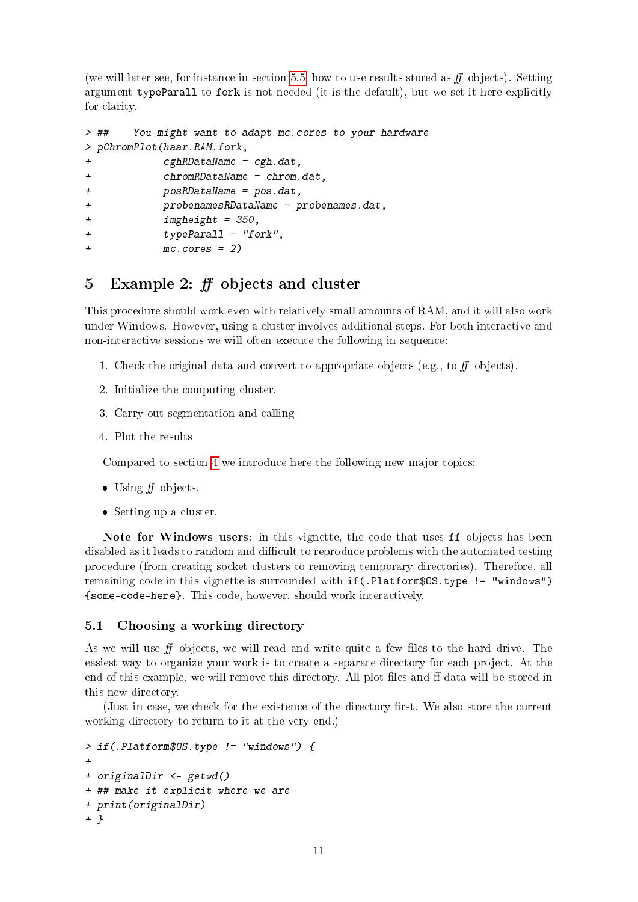(we will later see, for instance in section 5.5, how to use results stored as *ff* objects). Setting argument `typeParall` to `fork` is not needed (it is the default), but we set it here explicitly for clarity.

```
> ##    You might want to adapt mc.cores to your hardware
> pChromPlot(haar.RAM.fork,
+            cghRDataName = cgh.dat,
+            chromRDataName = chrom.dat,
+            posRDataName = pos.dat,
+            probenamesRDataName = probenames.dat,
+            imgheight = 350,
+            typeParall = "fork",
+            mc.cores = 2)
```

# 5 Example 2: *ff* objects and cluster

This procedure should work even with relatively small amounts of RAM, and it will also work under Windows. However, using a cluster involves additional steps. For both interactive and non-interactive sessions we will often execute the following in sequence:

1. Check the original data and convert to appropriate objects (e.g., to *ff* objects).
2. Initialize the computing cluster.
3. Carry out segmentation and calling
4. Plot the results

Compared to section 4 we introduce here the following new major topics:

- Using *ff* objects.
- Setting up a cluster.

**Note for Windows users**: in this vignette, the code that uses `ff` objects has been disabled as it leads to random and difficult to reproduce problems with the automated testing procedure (from creating socket clusters to removing temporary directories). Therefore, all remaining code in this vignette is surrounded with `if(.Platform$OS.type != "windows") {some-code-here}`. This code, however, should work interactively.

## 5.1 Choosing a working directory

As we will use *ff* objects, we will read and write quite a few files to the hard drive. The easiest way to organize your work is to create a separate directory for each project. At the end of this example, we will remove this directory. All plot files and ff data will be stored in this new directory.

(Just in case, we check for the existence of the directory first. We also store the current working directory to return to it at the very end.)

```
> if(.Platform$OS.type != "windows") {
+
+ originalDir <- getwd()
+ ## make it explicit where we are
+ print(originalDir)
+ }
```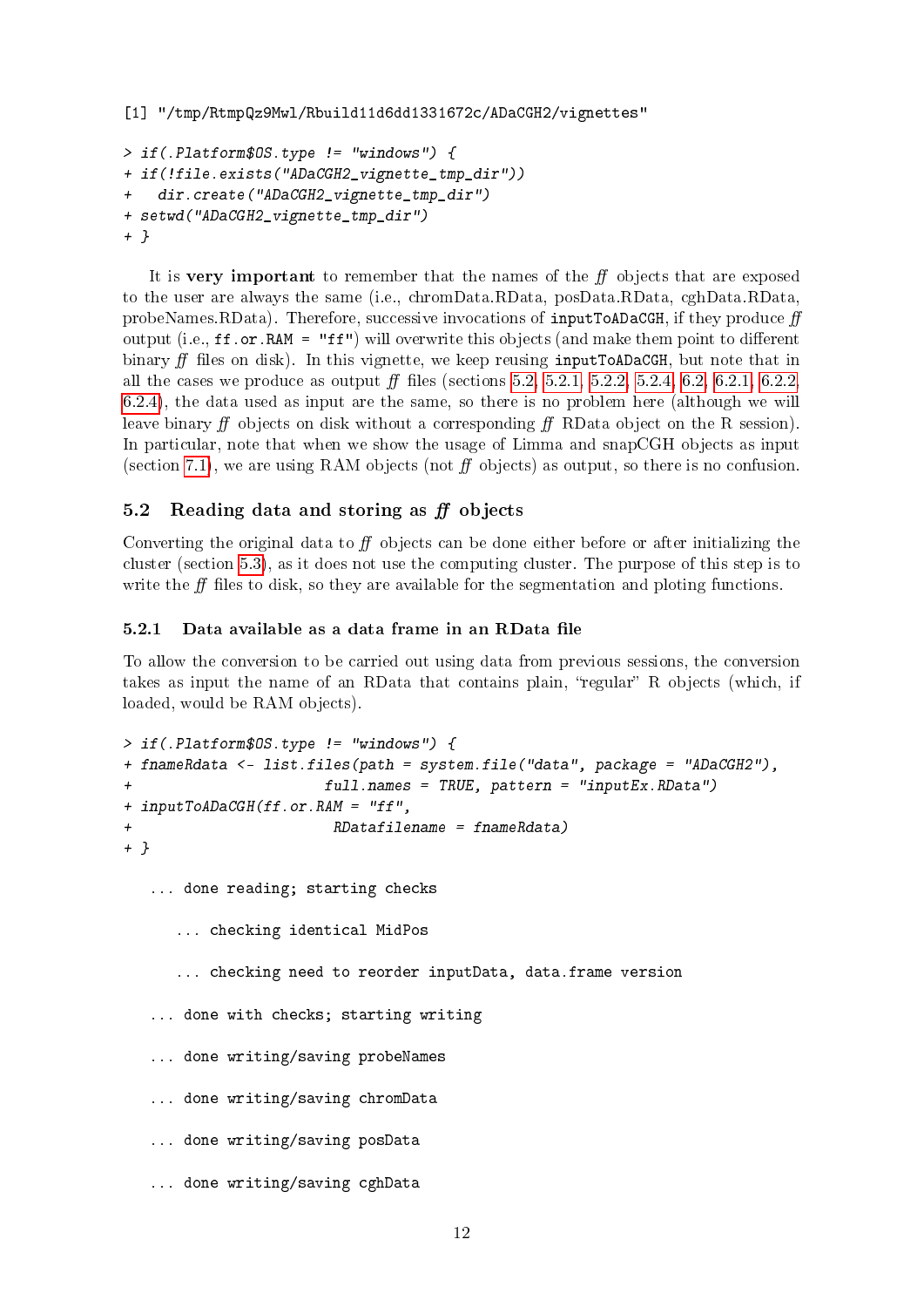```
[1] "/tmp/RtmpQz9Mwl/Rbuild11d6dd1331672c/ADaCGH2/vignettes"
```

```
> if(.Platform$OS.type != "windows") {
+ if(!file.exists("ADaCGH2_vignette_tmp_dir"))
+   dir.create("ADaCGH2_vignette_tmp_dir")
+ setwd("ADaCGH2_vignette_tmp_dir")
+ }
```

It is **very important** to remember that the names of the *ff* objects that are exposed to the user are always the same (i.e., chromData.RData, posData.RData, cghData.RData, probeNames.RData). Therefore, successive invocations of `inputToADaCGH`, if they produce *ff* output (i.e., `ff.or.RAM = "ff"`) will overwrite this objects (and make them point to different binary *ff* files on disk). In this vignette, we keep reusing `inputToADaCGH`, but note that in all the cases we produce as output *ff* files (sections 5.2, 5.2.1, 5.2.2, 5.2.4, 6.2, 6.2.1, 6.2.2, 6.2.4), the data used as input are the same, so there is no problem here (although we will leave binary *ff* objects on disk without a corresponding *ff* RData object on the R session). In particular, note that when we show the usage of Limma and snapCGH objects as input (section 7.1), we are using RAM objects (not *ff* objects) as output, so there is no confusion.

## 5.2 Reading data and storing as *ff* objects

Converting the original data to *ff* objects can be done either before or after initializing the cluster (section 5.3), as it does not use the computing cluster. The purpose of this step is to write the *ff* files to disk, so they are available for the segmentation and ploting functions.

### 5.2.1 Data available as a data frame in an RData file

To allow the conversion to be carried out using data from previous sessions, the conversion takes as input the name of an RData that contains plain, "regular" R objects (which, if loaded, would be RAM objects).

```
> if(.Platform$OS.type != "windows") {
+ fnameRdata <- list.files(path = system.file("data", package = "ADaCGH2"),
+                     full.names = TRUE, pattern = "inputEx.RData")
+ inputToADaCGH(ff.or.RAM = "ff",
+                      RDatafilename = fnameRdata)
+ }

  ... done reading; starting checks

     ... checking identical MidPos

     ... checking need to reorder inputData, data.frame version

  ... done with checks; starting writing

  ... done writing/saving probeNames

  ... done writing/saving chromData

  ... done writing/saving posData

  ... done writing/saving cghData
```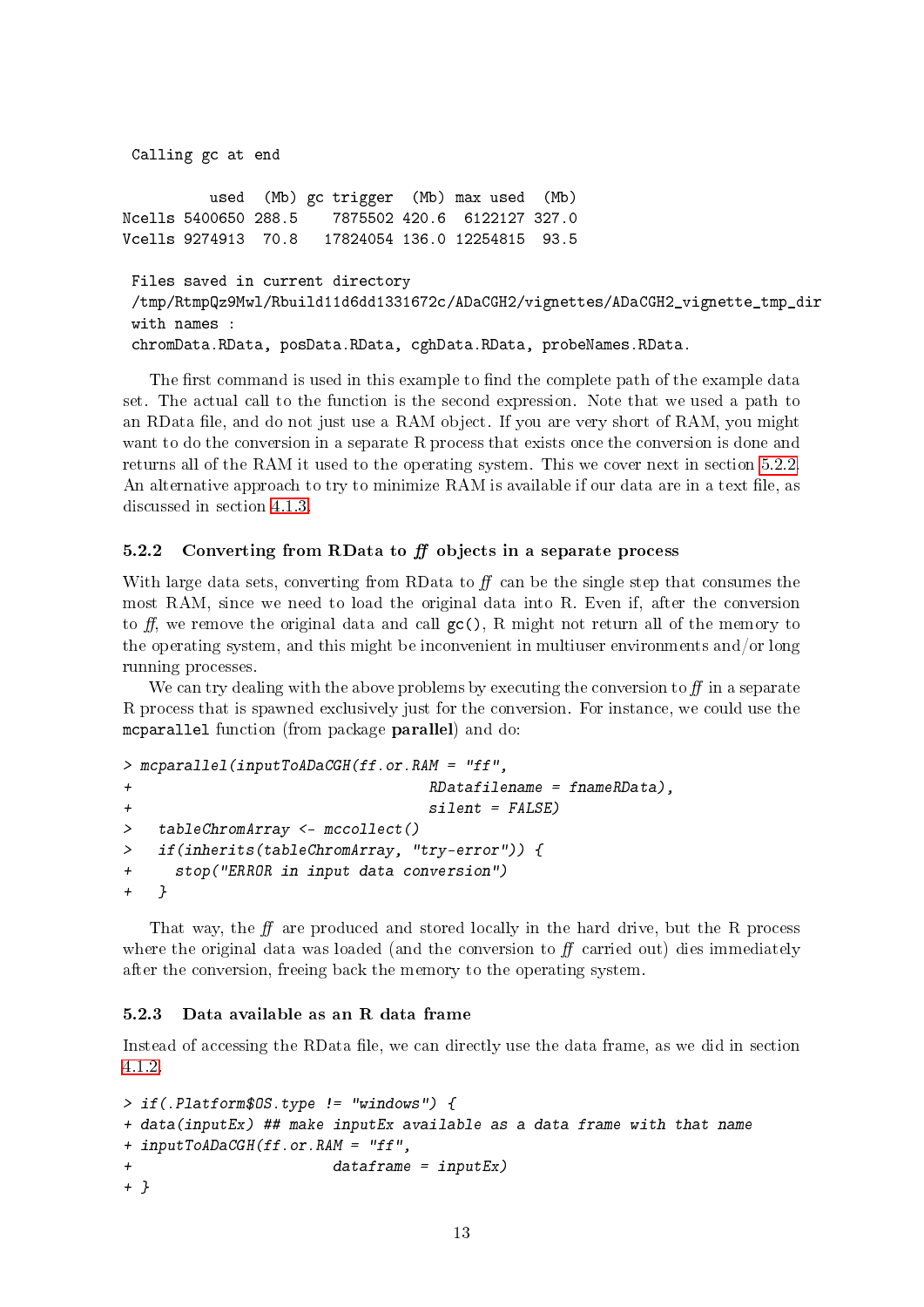```
Calling gc at end

         used  (Mb) gc trigger  (Mb) max used  (Mb)
Ncells 5400650 288.5    7875502 420.6  6122127 327.0
Vcells 9274913  70.8   17824054 136.0 12254815  93.5

 Files saved in current directory
 /tmp/RtmpQz9Mwl/Rbuild11d6dd1331672c/ADaCGH2/vignettes/ADaCGH2_vignette_tmp_dir
 with names :
 chromData.RData, posData.RData, cghData.RData, probeNames.RData.
```

The first command is used in this example to find the complete path of the example data set. The actual call to the function is the second expression. Note that we used a path to an RData file, and do not just use a RAM object. If you are very short of RAM, you might want to do the conversion in a separate R process that exists once the conversion is done and returns all of the RAM it used to the operating system. This we cover next in section 5.2.2. An alternative approach to try to minimize RAM is available if our data are in a text file, as discussed in section 4.1.3.

### 5.2.2 Converting from RData to *ff* objects in a separate process

With large data sets, converting from RData to *ff* can be the single step that consumes the most RAM, since we need to load the original data into R. Even if, after the conversion to *ff*, we remove the original data and call `gc()`, R might not return all of the memory to the operating system, and this might be inconvenient in multiuser environments and/or long running processes.

We can try dealing with the above problems by executing the conversion to *ff* in a separate R process that is spawned exclusively just for the conversion. For instance, we could use the `mcparallel` function (from package **parallel**) and do:

```
> mcparallel(inputToADaCGH(ff.or.RAM = "ff",
+                                 RDatafilename = fnameRData),
+                                 silent = FALSE)
>   tableChromArray <- mccollect()
>   if(inherits(tableChromArray, "try-error")) {
+     stop("ERROR in input data conversion")
+   }
```

That way, the *ff* are produced and stored locally in the hard drive, but the R process where the original data was loaded (and the conversion to *ff* carried out) dies immediately after the conversion, freeing back the memory to the operating system.

### 5.2.3 Data available as an R data frame

Instead of accessing the RData file, we can directly use the data frame, as we did in section 4.1.2.

```
> if(.Platform$OS.type != "windows") {
+ data(inputEx) ## make inputEx available as a data frame with that name
+ inputToADaCGH(ff.or.RAM = "ff",
+                       dataframe = inputEx)
+ }
```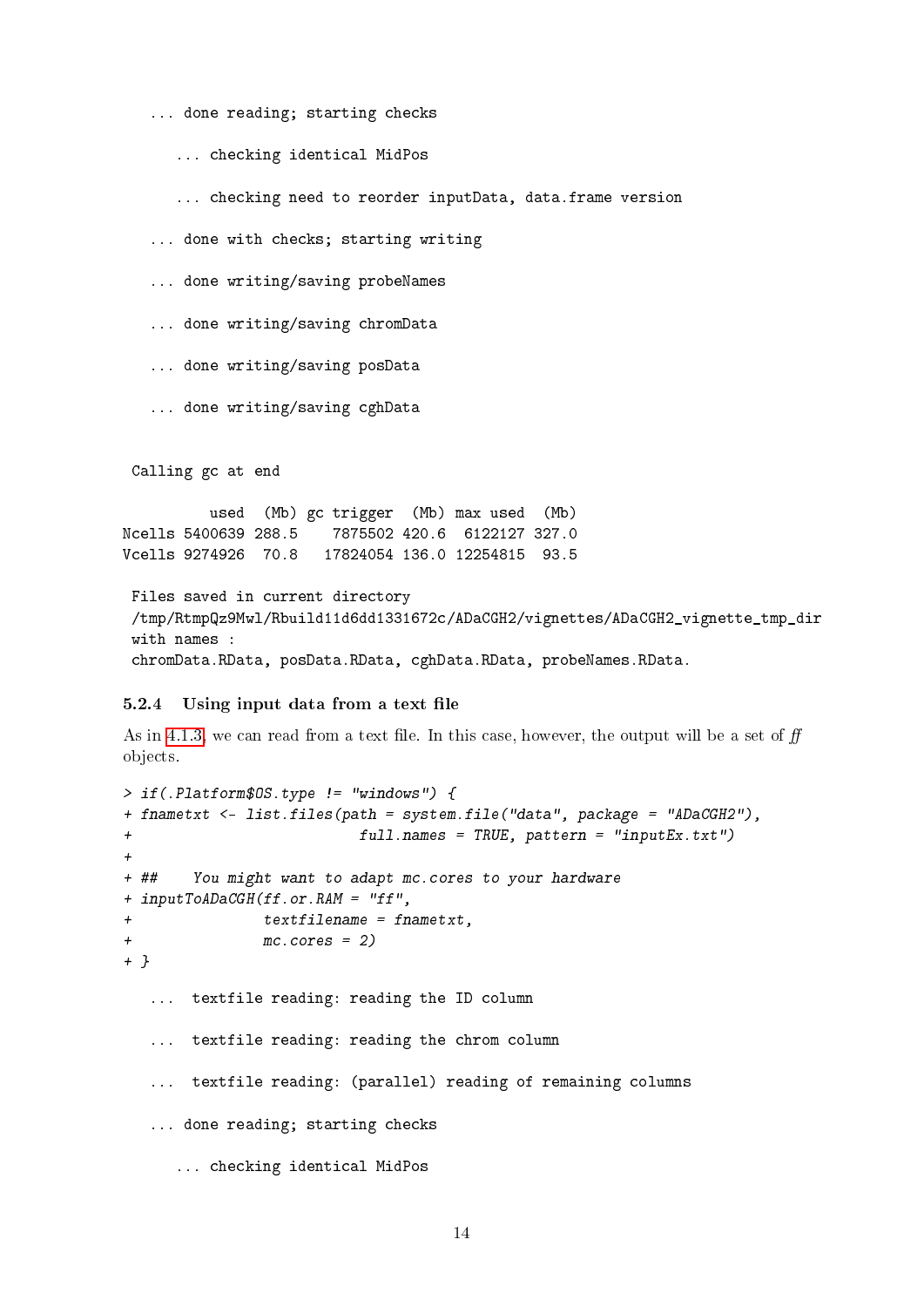```
   ... done reading; starting checks

      ... checking identical MidPos

      ... checking need to reorder inputData, data.frame version

   ... done with checks; starting writing

   ... done writing/saving probeNames

   ... done writing/saving chromData

   ... done writing/saving posData

   ... done writing/saving cghData


 Calling gc at end

          used  (Mb) gc trigger  (Mb) max used  (Mb)
Ncells 5400639 288.5    7875502 420.6  6122127 327.0
Vcells 9274926  70.8   17824054 136.0 12254815  93.5

 Files saved in current directory
 /tmp/RtmpQz9Mwl/Rbuild11d6dd1331672c/ADaCGH2/vignettes/ADaCGH2_vignette_tmp_dir
 with names :
 chromData.RData, posData.RData, cghData.RData, probeNames.RData.
```

#### 5.2.4 Using input data from a text file

As in 4.1.3, we can read from a text file. In this case, however, the output will be a set of *ff* objects.

```
> if(.Platform$OS.type != "windows") {
+ fnametxt <- list.files(path = system.file("data", package = "ADaCGH2"),
+                         full.names = TRUE, pattern = "inputEx.txt")
+
+ ##    You might want to adapt mc.cores to your hardware
+ inputToADaCGH(ff.or.RAM = "ff",
+               textfilename = fnametxt,
+               mc.cores = 2)
+ }

   ...  textfile reading: reading the ID column

   ...  textfile reading: reading the chrom column

   ...  textfile reading: (parallel) reading of remaining columns

   ... done reading; starting checks

      ... checking identical MidPos
```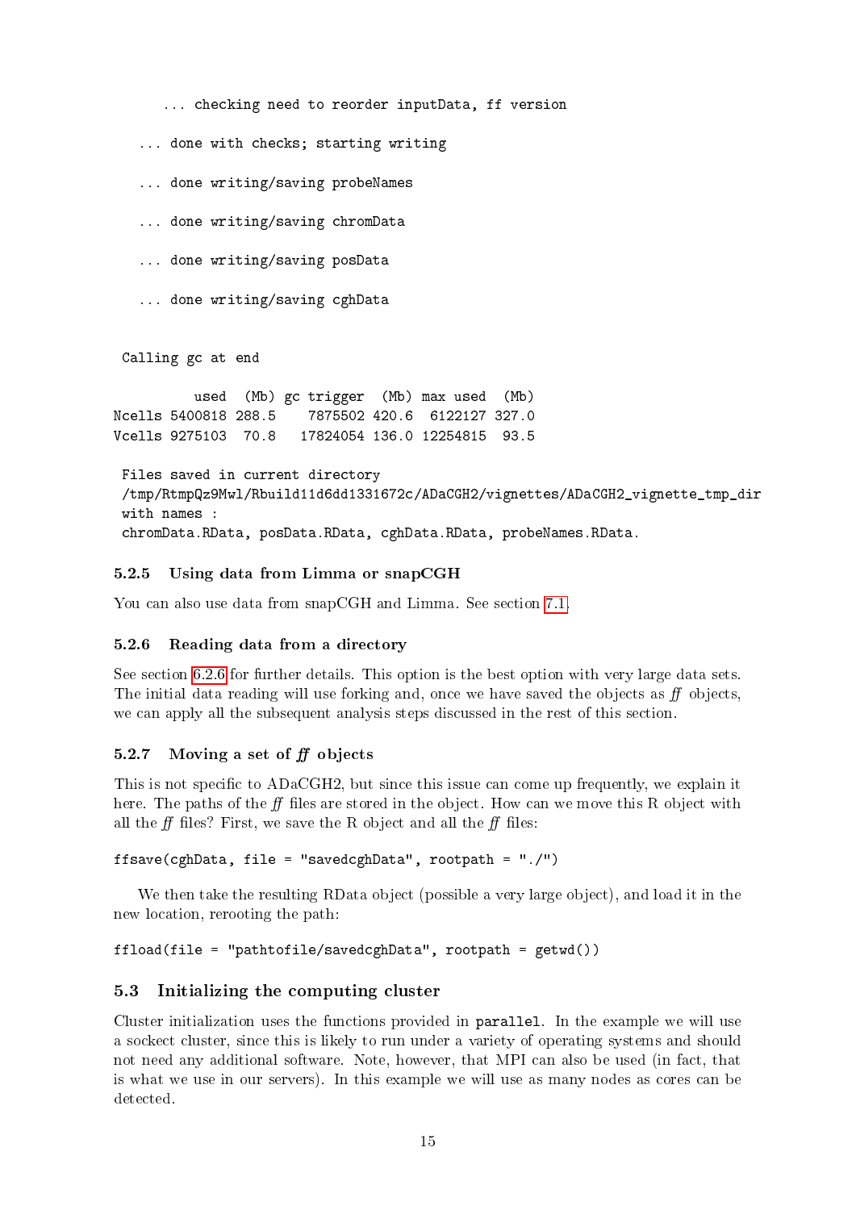```
      ... checking need to reorder inputData, ff version

   ... done with checks; starting writing

   ... done writing/saving probeNames

   ... done writing/saving chromData

   ... done writing/saving posData

   ... done writing/saving cghData


 Calling gc at end

          used  (Mb) gc trigger  (Mb) max used  (Mb)
Ncells 5400818 288.5    7875502 420.6  6122127 327.0
Vcells 9275103  70.8   17824054 136.0 12254815  93.5

 Files saved in current directory
 /tmp/RtmpQz9Mwl/Rbuild11d6dd1331672c/ADaCGH2/vignettes/ADaCGH2_vignette_tmp_dir
 with names :
 chromData.RData, posData.RData, cghData.RData, probeNames.RData.
```

### 5.2.5 Using data from Limma or snapCGH

You can also use data from snapCGH and Limma. See section 7.1.

### 5.2.6 Reading data from a directory

See section 6.2.6 for further details. This option is the best option with very large data sets. The initial data reading will use forking and, once we have saved the objects as *ff* objects, we can apply all the subsequent analysis steps discussed in the rest of this section.

### 5.2.7 Moving a set of *ff* objects

This is not specific to ADaCGH2, but since this issue can come up frequently, we explain it here. The paths of the *ff* files are stored in the object. How can we move this R object with all the *ff* files? First, we save the R object and all the *ff* files:

```
ffsave(cghData, file = "savedcghData", rootpath = "./")
```

We then take the resulting RData object (possible a very large object), and load it in the new location, rerooting the path:

```
ffload(file = "pathtofile/savedcghData", rootpath = getwd())
```

## 5.3 Initializing the computing cluster

Cluster initialization uses the functions provided in `parallel`. In the example we will use a sockect cluster, since this is likely to run under a variety of operating systems and should not need any additional software. Note, however, that MPI can also be used (in fact, that is what we use in our servers). In this example we will use as many nodes as cores can be detected.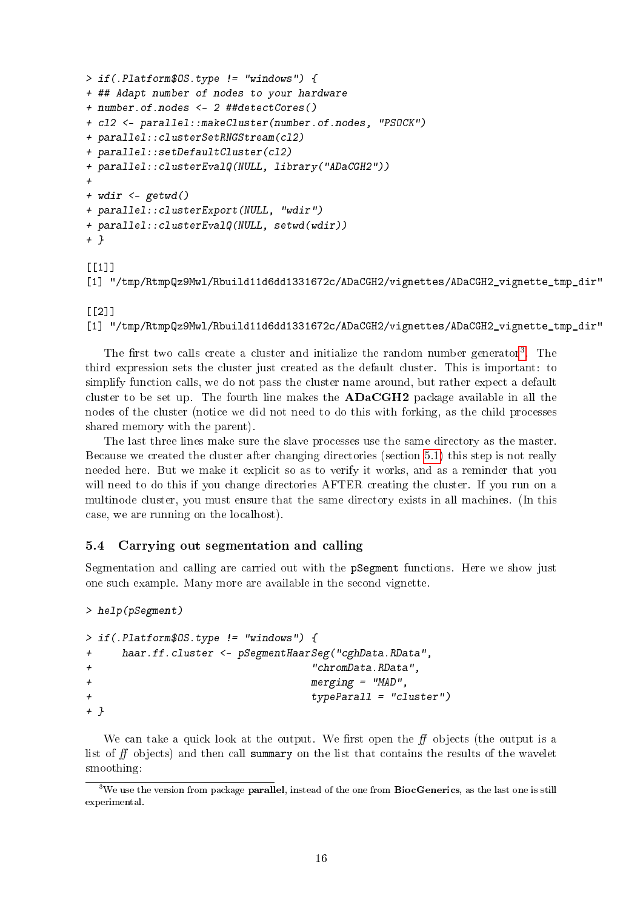```
> if(.Platform$OS.type != "windows") {
+ ## Adapt number of nodes to your hardware
+ number.of.nodes <- 2 ##detectCores()
+ cl2 <- parallel::makeCluster(number.of.nodes, "PSOCK")
+ parallel::clusterSetRNGStream(cl2)
+ parallel::setDefaultCluster(cl2)
+ parallel::clusterEvalQ(NULL, library("ADaCGH2"))
+
+ wdir <- getwd()
+ parallel::clusterExport(NULL, "wdir")
+ parallel::clusterEvalQ(NULL, setwd(wdir))
+ }

[[1]]
[1] "/tmp/RtmpQz9Mwl/Rbuild11d6dd1331672c/ADaCGH2/vignettes/ADaCGH2_vignette_tmp_dir"

[[2]]
[1] "/tmp/RtmpQz9Mwl/Rbuild11d6dd1331672c/ADaCGH2/vignettes/ADaCGH2_vignette_tmp_dir"
```

The first two calls create a cluster and initialize the random number generator[3]. The third expression sets the cluster just created as the default cluster. This is important: to simplify function calls, we do not pass the cluster name around, but rather expect a default cluster to be set up. The fourth line makes the **ADaCGH2** package available in all the nodes of the cluster (notice we did not need to do this with forking, as the child processes shared memory with the parent).

The last three lines make sure the slave processes use the same directory as the master. Because we created the cluster after changing directories (section 5.1) this step is not really needed here. But we make it explicit so as to verify it works, and as a reminder that you will need to do this if you change directories AFTER creating the cluster. If you run on a multinode cluster, you must ensure that the same directory exists in all machines. (In this case, we are running on the localhost).

### 5.4 Carrying out segmentation and calling

Segmentation and calling are carried out with the `pSegment` functions. Here we show just one such example. Many more are available in the second vignette.

```
> help(pSegment)
```

```
> if(.Platform$OS.type != "windows") {
+     haar.ff.cluster <- pSegmentHaarSeg("cghData.RData",
+                                        "chromData.RData",
+                                        merging = "MAD",
+                                        typeParall = "cluster")
+ }
```

We can take a quick look at the output. We first open the *ff* objects (the output is a list of *ff* objects) and then call `summary` on the list that contains the results of the wavelet smoothing:

[3] We use the version from package **parallel**, instead of the one from **BiocGenerics**, as the last one is still experimental.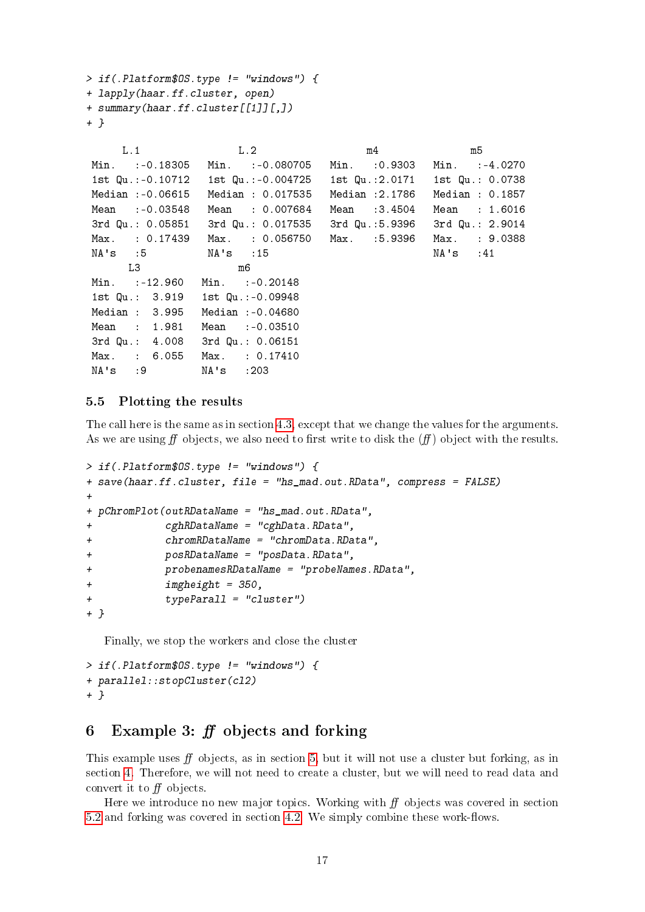```
> if(.Platform$OS.type != "windows") {
+ lapply(haar.ff.cluster, open)
+ summary(haar.ff.cluster[[1]][,])
+ }

      L.1                 L.2                  m4               m5
 Min.   :-0.18305   Min.   :-0.080705   Min.   :0.9303   Min.   :-4.0270
 1st Qu.:-0.10712   1st Qu.:-0.004725   1st Qu.:2.0171   1st Qu.: 0.0738
 Median :-0.06615   Median : 0.017535   Median :2.1786   Median : 0.1857
 Mean   :-0.03548   Mean   : 0.007684   Mean   :3.4504   Mean   : 1.6016
 3rd Qu.: 0.05851   3rd Qu.: 0.017535   3rd Qu.:5.9396   3rd Qu.: 2.9014
 Max.   : 0.17439   Max.   : 0.056750   Max.   :5.9396   Max.   : 9.0388
 NA's   :5          NA's   :15                           NA's   :41
       L3                 m6
 Min.   :-12.960   Min.   :-0.20148
 1st Qu.:  3.919   1st Qu.:-0.09948
 Median :  3.995   Median :-0.04680
 Mean   :  1.981   Mean   :-0.03510
 3rd Qu.:  4.008   3rd Qu.: 0.06151
 Max.   :  6.055   Max.   : 0.17410
 NA's   :9         NA's   :203
```

### 5.5 Plotting the results

The call here is the same as in section 4.3, except that we change the values for the arguments. As we are using *ff* objects, we also need to first write to disk the (*ff*) object with the results.

```
> if(.Platform$OS.type != "windows") {
+ save(haar.ff.cluster, file = "hs_mad.out.RData", compress = FALSE)
+
+ pChromPlot(outRDataName = "hs_mad.out.RData",
+            cghRDataName = "cghData.RData",
+            chromRDataName = "chromData.RData",
+            posRDataName = "posData.RData",
+            probenamesRDataName = "probeNames.RData",
+            imgheight = 350,
+            typeParall = "cluster")
+ }
```

Finally, we stop the workers and close the cluster

```
> if(.Platform$OS.type != "windows") {
+ parallel::stopCluster(cl2)
+ }
```

## 6 Example 3: *ff* objects and forking

This example uses *ff* objects, as in section 5, but it will not use a cluster but forking, as in section 4. Therefore, we will not need to create a cluster, but we will need to read data and convert it to *ff* objects.

Here we introduce no new major topics. Working with *ff* objects was covered in section 5.2 and forking was covered in section 4.2. We simply combine these work-flows.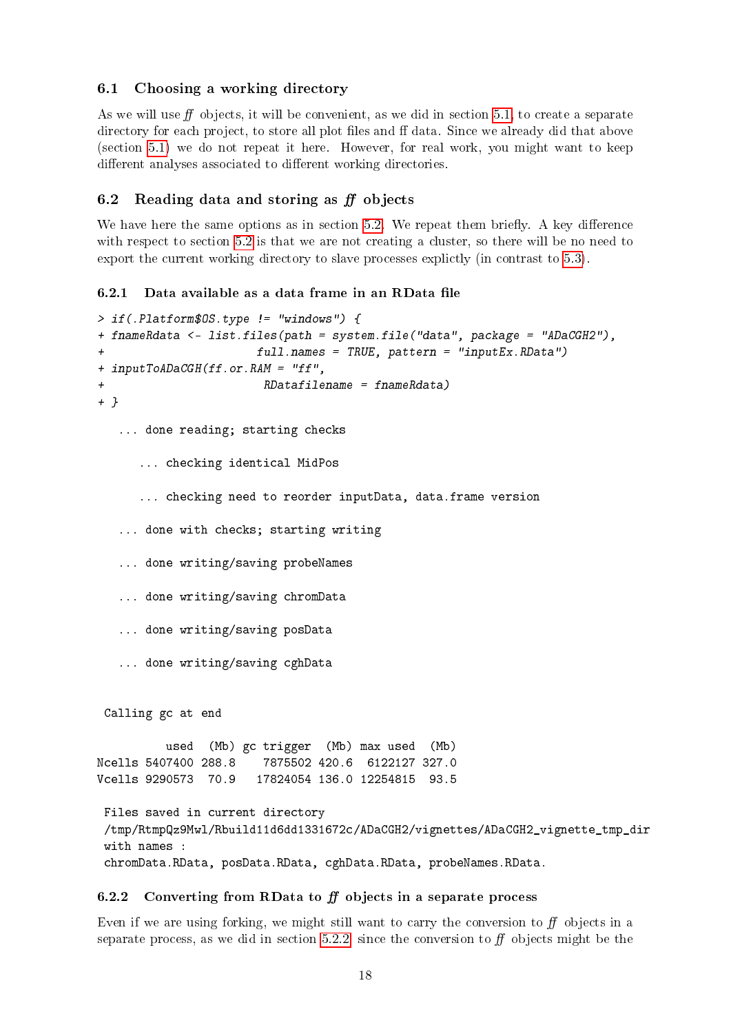## 6.1 Choosing a working directory

As we will use *ff* objects, it will be convenient, as we did in section 5.1, to create a separate directory for each project, to store all plot files and ff data. Since we already did that above (section 5.1) we do not repeat it here. However, for real work, you might want to keep different analyses associated to different working directories.

## 6.2 Reading data and storing as *ff* objects

We have here the same options as in section 5.2. We repeat them briefly. A key difference with respect to section 5.2 is that we are not creating a cluster, so there will be no need to export the current working directory to slave processes explictly (in contrast to 5.3).

### 6.2.1 Data available as a data frame in an RData file

```
> if(.Platform$OS.type != "windows") {
+ fnameRdata <- list.files(path = system.file("data", package = "ADaCGH2"),
+                          full.names = TRUE, pattern = "inputEx.RData")
+ inputToADaCGH(ff.or.RAM = "ff",
+                          RDatafilename = fnameRdata)
+ }
```

```
 ... done reading; starting checks

    ... checking identical MidPos

    ... checking need to reorder inputData, data.frame version

 ... done with checks; starting writing

 ... done writing/saving probeNames

 ... done writing/saving chromData

 ... done writing/saving posData

 ... done writing/saving cghData


 Calling gc at end

          used  (Mb) gc trigger  (Mb) max used  (Mb)
Ncells 5407400 288.8    7875502 420.6  6122127 327.0
Vcells 9290573  70.9   17824054 136.0 12254815  93.5

 Files saved in current directory
 /tmp/RtmpQz9Mwl/Rbuild11d6dd1331672c/ADaCGH2/vignettes/ADaCGH2_vignette_tmp_dir
 with names :
 chromData.RData, posData.RData, cghData.RData, probeNames.RData.
```

### 6.2.2 Converting from RData to *ff* objects in a separate process

Even if we are using forking, we might still want to carry the conversion to *ff* objects in a separate process, as we did in section 5.2.2 since the conversion to *ff* objects might be the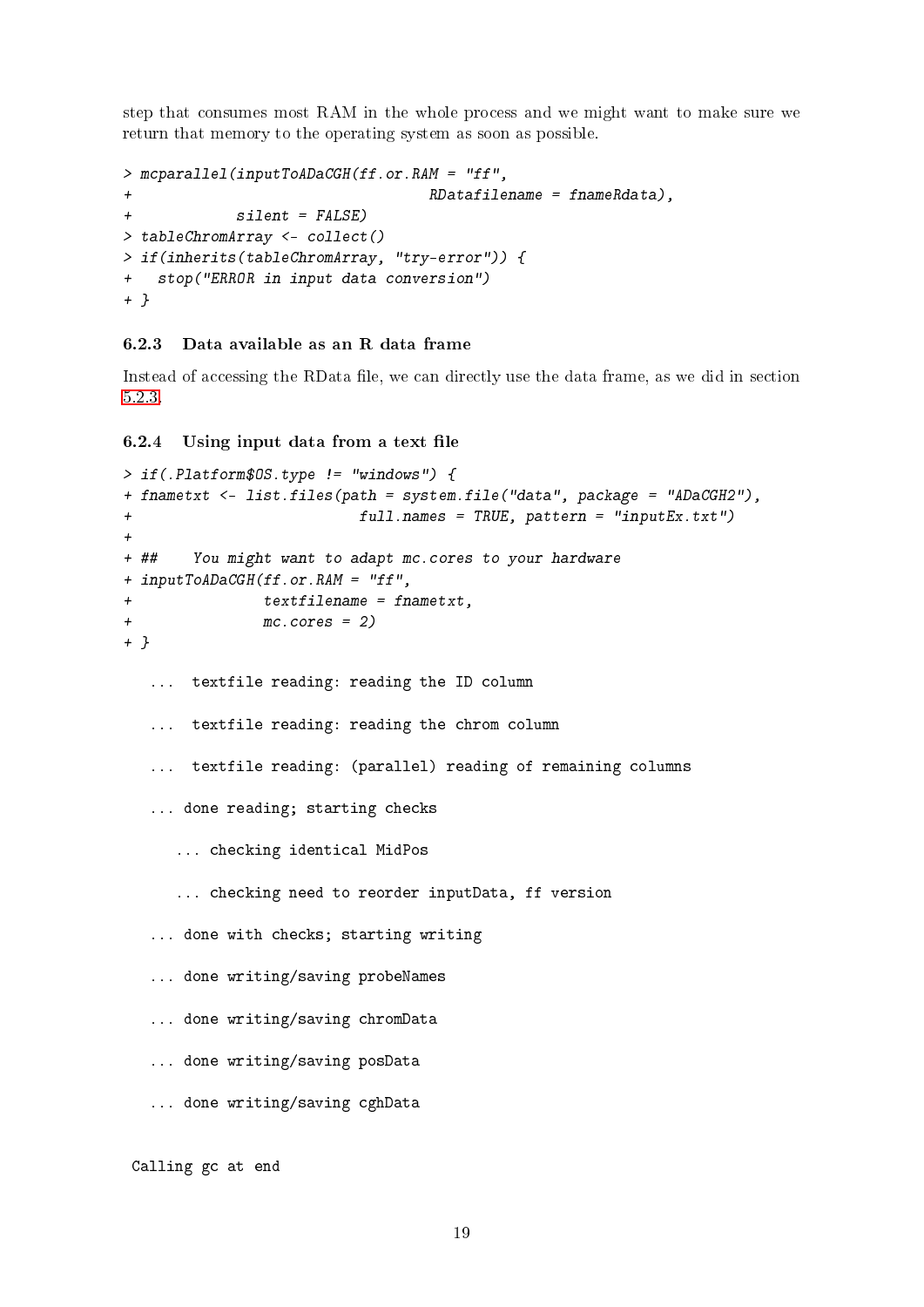step that consumes most RAM in the whole process and we might want to make sure we return that memory to the operating system as soon as possible.

```
> mcparallel(inputToADaCGH(ff.or.RAM = "ff",
+                           RDatafilename = fnameRdata),
+            silent = FALSE)
> tableChromArray <- collect()
> if(inherits(tableChromArray, "try-error")) {
+   stop("ERROR in input data conversion")
+ }
```

### 6.2.3 Data available as an R data frame

Instead of accessing the RData file, we can directly use the data frame, as we did in section 5.2.3.

### 6.2.4 Using input data from a text file

```
> if(.Platform$OS.type != "windows") {
+ fnametxt <- list.files(path = system.file("data", package = "ADaCGH2"),
+                         full.names = TRUE, pattern = "inputEx.txt")
+
+ ##    You might want to adapt mc.cores to your hardware
+ inputToADaCGH(ff.or.RAM = "ff",
+               textfilename = fnametxt,
+               mc.cores = 2)
+ }

   ...  textfile reading: reading the ID column

   ...  textfile reading: reading the chrom column

   ...  textfile reading: (parallel) reading of remaining columns

   ... done reading; starting checks

      ... checking identical MidPos

      ... checking need to reorder inputData, ff version

   ... done with checks; starting writing

   ... done writing/saving probeNames

   ... done writing/saving chromData

   ... done writing/saving posData

   ... done writing/saving cghData


 Calling gc at end
```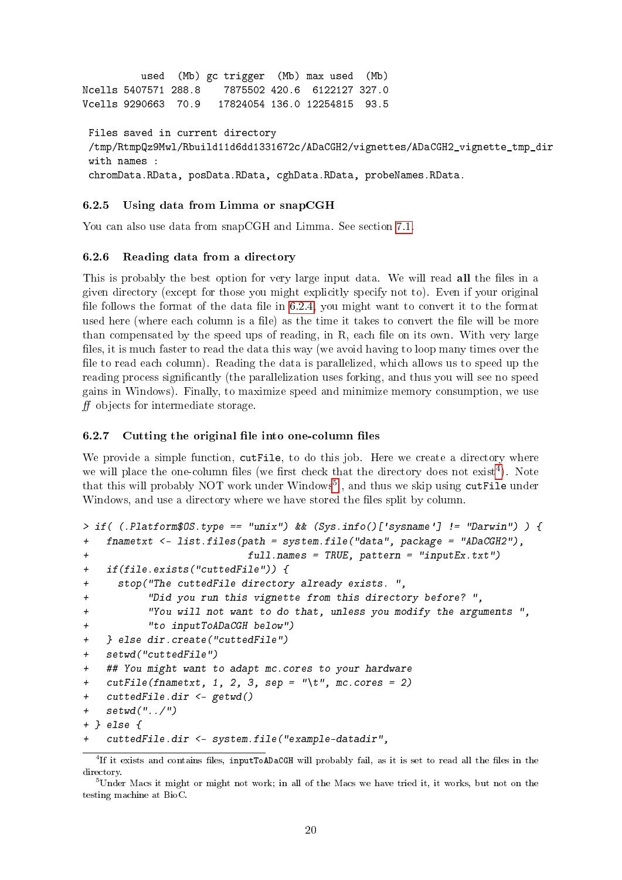```
          used  (Mb) gc trigger  (Mb) max used  (Mb)
Ncells 5407571 288.8    7875502 420.6  6122127 327.0
Vcells 9290663  70.9   17824054 136.0 12254815  93.5

 Files saved in current directory
 /tmp/RtmpQz9Mwl/Rbuild11d6dd1331672c/ADaCGH2/vignettes/ADaCGH2_vignette_tmp_dir
 with names :
 chromData.RData, posData.RData, cghData.RData, probeNames.RData.
```

### 6.2.5 Using data from Limma or snapCGH

You can also use data from snapCGH and Limma. See section 7.1.

### 6.2.6 Reading data from a directory

This is probably the best option for very large input data. We will read **all** the files in a given directory (except for those you might explicitly specify not to). Even if your original file follows the format of the data file in 6.2.4, you might want to convert it to the format used here (where each column is a file) as the time it takes to convert the file will be more than compensated by the speed ups of reading, in R, each file on its own. With very large files, it is much faster to read the data this way (we avoid having to loop many times over the file to read each column). Reading the data is parallelized, which allows us to speed up the reading process significantly (the parallelization uses forking, and thus you will see no speed gains in Windows). Finally, to maximize speed and minimize memory consumption, we use *ff* objects for intermediate storage.

### 6.2.7 Cutting the original file into one-column files

We provide a simple function, `cutFile`, to do this job. Here we create a directory where we will place the one-column files (we first check that the directory does not exist[4]). Note that this will probably NOT work under Windows[5], and thus we skip using `cutFile` under Windows, and use a directory where we have stored the files split by column.

```
> if( (.Platform$OS.type == "unix") && (Sys.info()['sysname'] != "Darwin") ) {
+   fnametxt <- list.files(path = system.file("data", package = "ADaCGH2"),
+                          full.names = TRUE, pattern = "inputEx.txt")
+   if(file.exists("cuttedFile")) {
+     stop("The cuttedFile directory already exists. ",
+          "Did you run this vignette from this directory before? ",
+          "You will not want to do that, unless you modify the arguments ",
+          "to inputToADaCGH below")
+   } else dir.create("cuttedFile")
+   setwd("cuttedFile")
+   ## You might want to adapt mc.cores to your hardware
+   cutFile(fnametxt, 1, 2, 3, sep = "\t", mc.cores = 2)
+   cuttedFile.dir <- getwd()
+   setwd("../")
+ } else {
+   cuttedFile.dir <- system.file("example-datadir",
```

[4] If it exists and contains files, `inputToADaCGH` will probably fail, as it is set to read all the files in the directory.

[5] Under Macs it might or might not work; in all of the Macs we have tried it, it works, but not on the testing machine at BioC.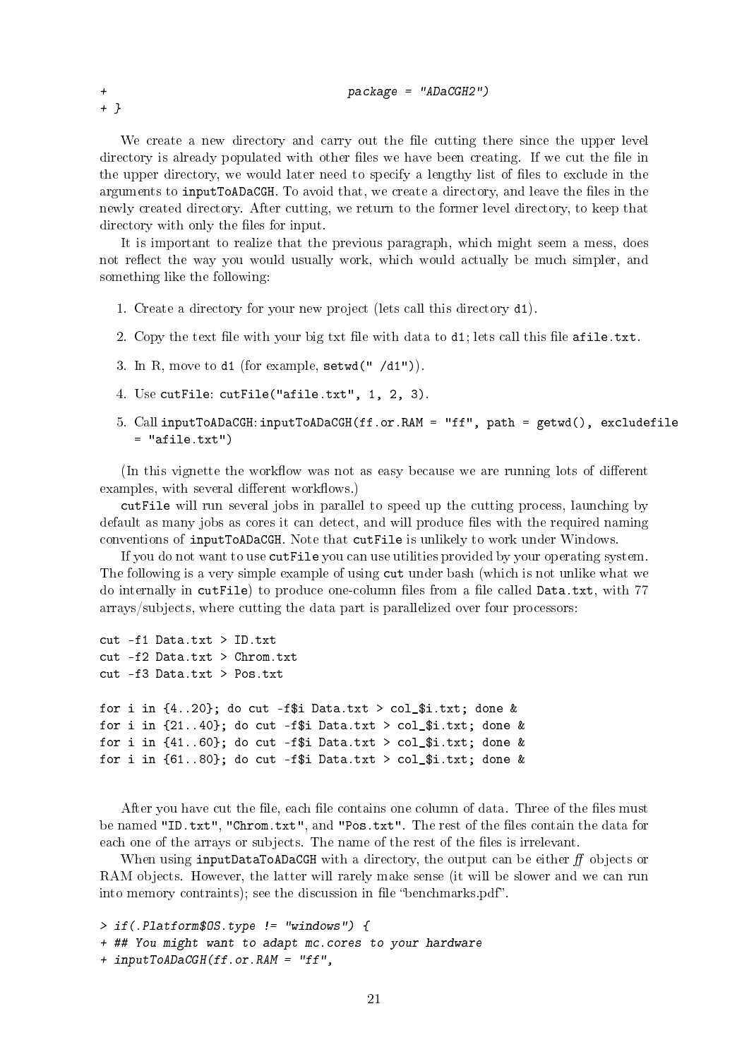```
+                                         package = "ADaCGH2")
+ }
```

We create a new directory and carry out the file cutting there since the upper level directory is already populated with other files we have been creating. If we cut the file in the upper directory, we would later need to specify a lengthy list of files to exclude in the arguments to `inputToADaCGH`. To avoid that, we create a directory, and leave the files in the newly created directory. After cutting, we return to the former level directory, to keep that directory with only the files for input.

It is important to realize that the previous paragraph, which might seem a mess, does not reflect the way you would usually work, which would actually be much simpler, and something like the following:

1. Create a directory for your new project (lets call this directory `d1`).
2. Copy the text file with your big txt file with data to `d1`; lets call this file `afile.txt`.
3. In R, move to `d1` (for example, `setwd(" /d1")`).
4. Use `cutFile`: `cutFile("afile.txt", 1, 2, 3)`.
5. Call `inputToADaCGH`: `inputToADaCGH(ff.or.RAM = "ff", path = getwd(), excludefile = "afile.txt")`

(In this vignette the workflow was not as easy because we are running lots of different examples, with several different workflows.)

`cutFile` will run several jobs in parallel to speed up the cutting process, launching by default as many jobs as cores it can detect, and will produce files with the required naming conventions of `inputToADaCGH`. Note that `cutFile` is unlikely to work under Windows.

If you do not want to use `cutFile` you can use utilities provided by your operating system. The following is a very simple example of using `cut` under bash (which is not unlike what we do internally in `cutFile`) to produce one-column files from a file called `Data.txt`, with 77 arrays/subjects, where cutting the data part is parallelized over four processors:

```
cut -f1 Data.txt > ID.txt
cut -f2 Data.txt > Chrom.txt
cut -f3 Data.txt > Pos.txt

for i in {4..20}; do cut -f$i Data.txt > col_$i.txt; done &
for i in {21..40}; do cut -f$i Data.txt > col_$i.txt; done &
for i in {41..60}; do cut -f$i Data.txt > col_$i.txt; done &
for i in {61..80}; do cut -f$i Data.txt > col_$i.txt; done &
```

After you have cut the file, each file contains one column of data. Three of the files must be named "ID.txt", "Chrom.txt", and "Pos.txt". The rest of the files contain the data for each one of the arrays or subjects. The name of the rest of the files is irrelevant.

When using `inputDataToADaCGH` with a directory, the output can be either *ff* objects or RAM objects. However, the latter will rarely make sense (it will be slower and we can run into memory contraints); see the discussion in file "benchmarks.pdf".

```
> if(.Platform$OS.type != "windows") {
+ ## You might want to adapt mc.cores to your hardware
+ inputToADaCGH(ff.or.RAM = "ff",
```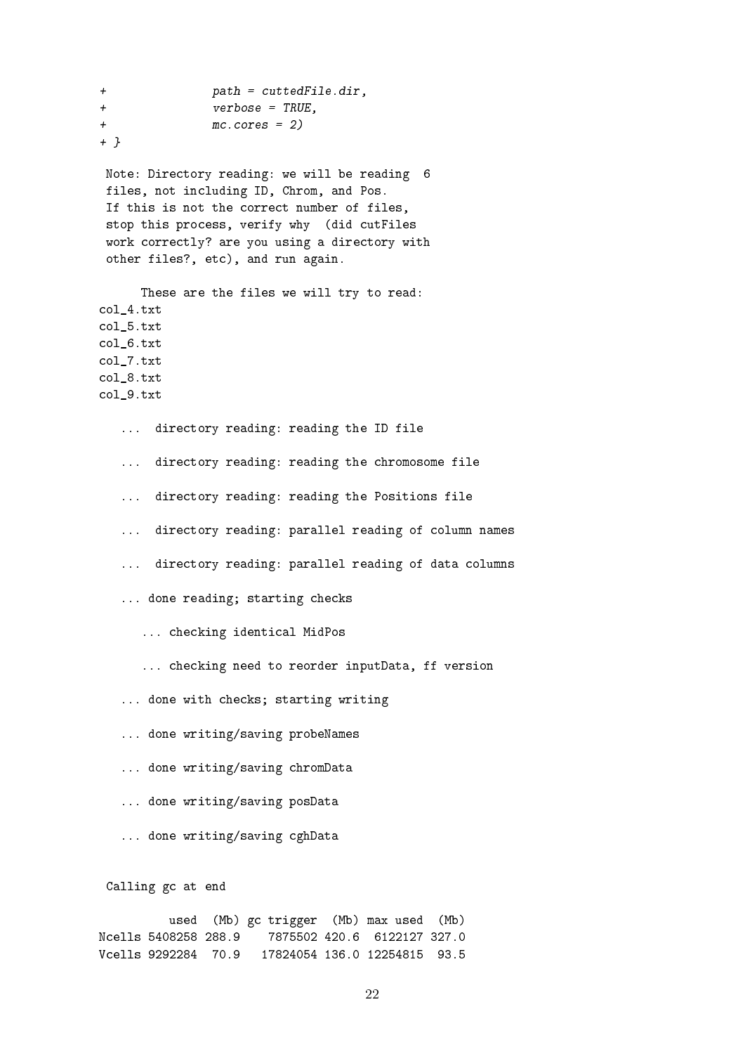```
+               path = cuttedFile.dir,
+               verbose = TRUE,
+               mc.cores = 2)
+ }

 Note: Directory reading: we will be reading  6
 files, not including ID, Chrom, and Pos.
 If this is not the correct number of files,
 stop this process, verify why  (did cutFiles
 work correctly? are you using a directory with
 other files?, etc), and run again.

      These are the files we will try to read:
col_4.txt
col_5.txt
col_6.txt
col_7.txt
col_8.txt
col_9.txt

   ...  directory reading: reading the ID file

   ...  directory reading: reading the chromosome file

   ...  directory reading: reading the Positions file

   ...  directory reading: parallel reading of column names

   ...  directory reading: parallel reading of data columns

   ... done reading; starting checks

      ... checking identical MidPos

      ... checking need to reorder inputData, ff version

   ... done with checks; starting writing

   ... done writing/saving probeNames

   ... done writing/saving chromData

   ... done writing/saving posData

   ... done writing/saving cghData


 Calling gc at end

          used  (Mb) gc trigger  (Mb) max used  (Mb)
Ncells 5408258 288.9    7875502 420.6  6122127 327.0
Vcells 9292284  70.9   17824054 136.0 12254815  93.5
```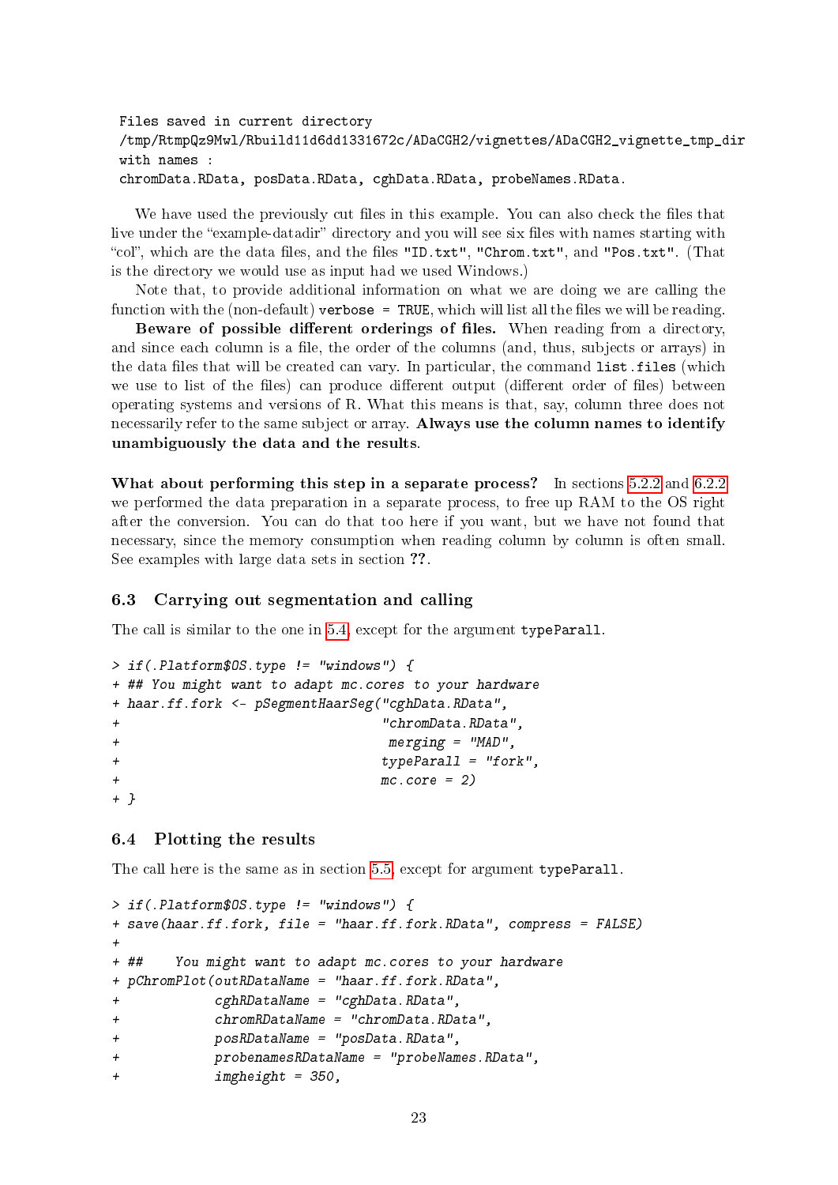```
Files saved in current directory
/tmp/RtmpQz9Mwl/Rbuild11d6dd1331672c/ADaCGH2/vignettes/ADaCGH2_vignette_tmp_dir
with names :
chromData.RData, posData.RData, cghData.RData, probeNames.RData.
```

We have used the previously cut files in this example. You can also check the files that live under the "example-datadir" directory and you will see six files with names starting with "col", which are the data files, and the files "ID.txt", "Chrom.txt", and "Pos.txt". (That is the directory we would use as input had we used Windows.)

Note that, to provide additional information on what we are doing we are calling the function with the (non-default) `verbose = TRUE`, which will list all the files we will be reading.

**Beware of possible different orderings of files.** When reading from a directory, and since each column is a file, the order of the columns (and, thus, subjects or arrays) in the data files that will be created can vary. In particular, the command `list.files` (which we use to list of the files) can produce different output (different order of files) between operating systems and versions of R. What this means is that, say, column three does not necessarily refer to the same subject or array. **Always use the column names to identify unambiguously the data and the results.**

**What about performing this step in a separate process?** In sections 5.2.2 and 6.2.2 we performed the data preparation in a separate process, to free up RAM to the OS right after the conversion. You can do that too here if you want, but we have not found that necessary, since the memory consumption when reading column by column is often small. See examples with large data sets in section ??.

### 6.3 Carrying out segmentation and calling

The call is similar to the one in 5.4, except for the argument `typeParall`.

```
> if(.Platform$OS.type != "windows") {
+ ## You might want to adapt mc.cores to your hardware
+ haar.ff.fork <- pSegmentHaarSeg("cghData.RData",
+                                 "chromData.RData",
+                                  merging = "MAD",
+                                 typeParall = "fork",
+                                 mc.core = 2)
+ }
```

### 6.4 Plotting the results

The call here is the same as in section 5.5, except for argument `typeParall`.

```
> if(.Platform$OS.type != "windows") {
+ save(haar.ff.fork, file = "haar.ff.fork.RData", compress = FALSE)
+
+ ##    You might want to adapt mc.cores to your hardware
+ pChromPlot(outRDataName = "haar.ff.fork.RData",
+            cghRDataName = "cghData.RData",
+            chromRDataName = "chromData.RData",
+            posRDataName = "posData.RData",
+            probenamesRDataName = "probeNames.RData",
+            imgheight = 350,
```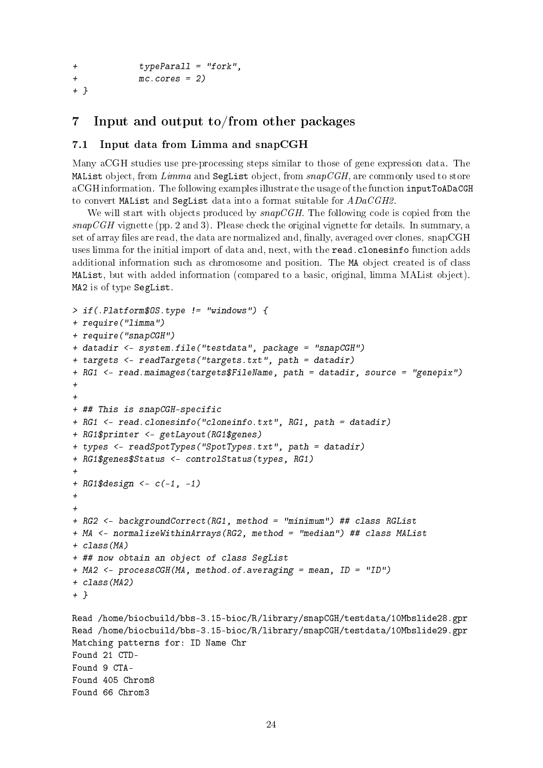```
+             typeParall = "fork",
+             mc.cores = 2)
+ }
```

## 7 Input and output to/from other packages

### 7.1 Input data from Limma and snapCGH

Many aCGH studies use pre-processing steps similar to those of gene expression data. The `MAList` object, from *Limma* and `SegList` object, from *snapCGH*, are commonly used to store aCGH information. The following examples illustrate the usage of the function `inputToADaCGH` to convert `MAList` and `SegList` data into a format suitable for *ADaCGH2*.

We will start with objects produced by *snapCGH*. The following code is copied from the *snapCGH* vignette (pp. 2 and 3). Please check the original vignette for details. In summary, a set of array files are read, the data are normalized and, finally, averaged over clones. snapCGH uses limma for the initial import of data and, next, with the `read.clonesinfo` function adds additional information such as chromosome and position. The `MA` object created is of class `MAList`, but with added information (compared to a basic, original, limma MAList object). `MA2` is of type `SegList`.

```
> if(.Platform$OS.type != "windows") {
+ require("limma")
+ require("snapCGH")
+ datadir <- system.file("testdata", package = "snapCGH")
+ targets <- readTargets("targets.txt", path = datadir)
+ RG1 <- read.maimages(targets$FileName, path = datadir, source = "genepix")
+
+
+ ## This is snapCGH-specific
+ RG1 <- read.clonesinfo("cloneinfo.txt", RG1, path = datadir)
+ RG1$printer <- getLayout(RG1$genes)
+ types <- readSpotTypes("SpotTypes.txt", path = datadir)
+ RG1$genes$Status <- controlStatus(types, RG1)
+
+ RG1$design <- c(-1, -1)
+
+
+ RG2 <- backgroundCorrect(RG1, method = "minimum") ## class RGList
+ MA <- normalizeWithinArrays(RG2, method = "median") ## class MAList
+ class(MA)
+ ## now obtain an object of class SegList
+ MA2 <- processCGH(MA, method.of.averaging = mean, ID = "ID")
+ class(MA2)
+ }

Read /home/biocbuild/bbs-3.15-bioc/R/library/snapCGH/testdata/10Mbslide28.gpr
Read /home/biocbuild/bbs-3.15-bioc/R/library/snapCGH/testdata/10Mbslide29.gpr
Matching patterns for: ID Name Chr
Found 21 CTD-
Found 9 CTA-
Found 405 Chrom8
Found 66 Chrom3
```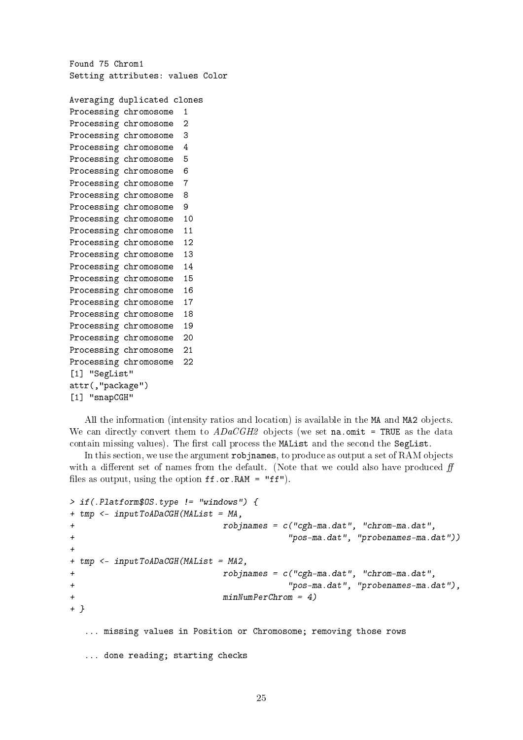```
Found 75 Chrom1
Setting attributes: values Color

Averaging duplicated clones
Processing chromosome  1
Processing chromosome  2
Processing chromosome  3
Processing chromosome  4
Processing chromosome  5
Processing chromosome  6
Processing chromosome  7
Processing chromosome  8
Processing chromosome  9
Processing chromosome  10
Processing chromosome  11
Processing chromosome  12
Processing chromosome  13
Processing chromosome  14
Processing chromosome  15
Processing chromosome  16
Processing chromosome  17
Processing chromosome  18
Processing chromosome  19
Processing chromosome  20
Processing chromosome  21
Processing chromosome  22
[1] "SegList"
attr(,"package")
[1] "snapCGH"
```

All the information (intensity ratios and location) is available in the `MA` and `MA2` objects. We can directly convert them to *ADaCGH2* objects (we set `na.omit = TRUE` as the data contain missing values). The first call process the `MAList` and the second the `SegList`.

In this section, we use the argument `robjnames`, to produce as output a set of RAM objects with a different set of names from the default. (Note that we could also have produced *ff* files as output, using the option `ff.or.RAM = "ff"`).

```
> if(.Platform$OS.type != "windows") {
+ tmp <- inputToADaCGH(MAList = MA,
+                              robjnames = c("cgh-ma.dat", "chrom-ma.dat",
+                                            "pos-ma.dat", "probenames-ma.dat"))
+
+ tmp <- inputToADaCGH(MAList = MA2,
+                              robjnames = c("cgh-ma.dat", "chrom-ma.dat",
+                                            "pos-ma.dat", "probenames-ma.dat"),
+                              minNumPerChrom = 4)
+ }

   ... missing values in Position or Chromosome; removing those rows

   ... done reading; starting checks
```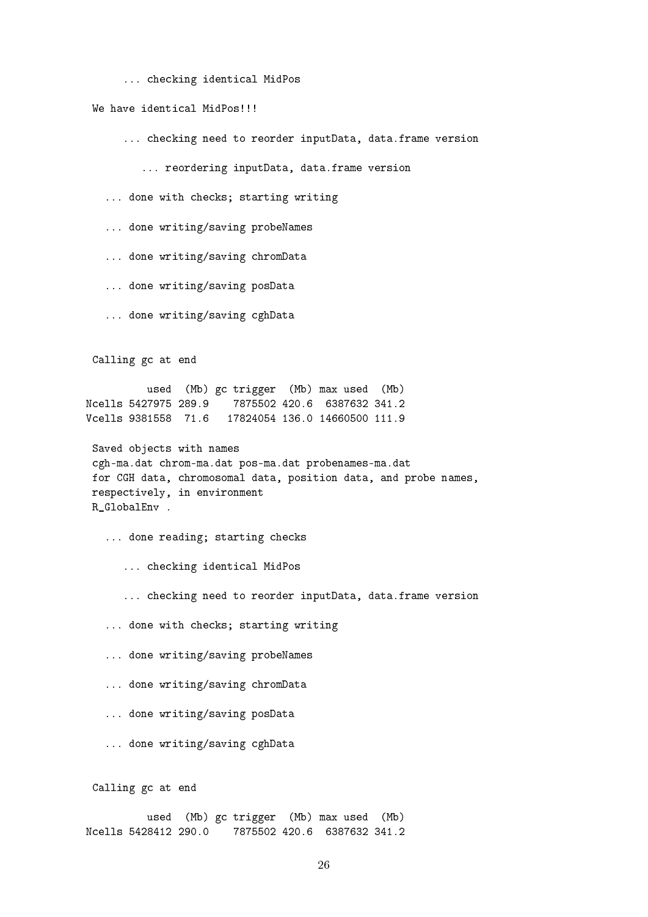```
      ... checking identical MidPos

 We have identical MidPos!!!

      ... checking need to reorder inputData, data.frame version

         ... reordering inputData, data.frame version

   ... done with checks; starting writing

   ... done writing/saving probeNames

   ... done writing/saving chromData

   ... done writing/saving posData

   ... done writing/saving cghData


 Calling gc at end

          used  (Mb) gc trigger  (Mb) max used  (Mb)
Ncells 5427975 289.9    7875502 420.6  6387632 341.2
Vcells 9381558  71.6   17824054 136.0 14660500 111.9

 Saved objects with names
 cgh-ma.dat chrom-ma.dat pos-ma.dat probenames-ma.dat
 for CGH data, chromosomal data, position data, and probe names,
 respectively, in environment
 R_GlobalEnv .

   ... done reading; starting checks

      ... checking identical MidPos

      ... checking need to reorder inputData, data.frame version

   ... done with checks; starting writing

   ... done writing/saving probeNames

   ... done writing/saving chromData

   ... done writing/saving posData

   ... done writing/saving cghData


 Calling gc at end

          used  (Mb) gc trigger  (Mb) max used  (Mb)
Ncells 5428412 290.0    7875502 420.6  6387632 341.2
```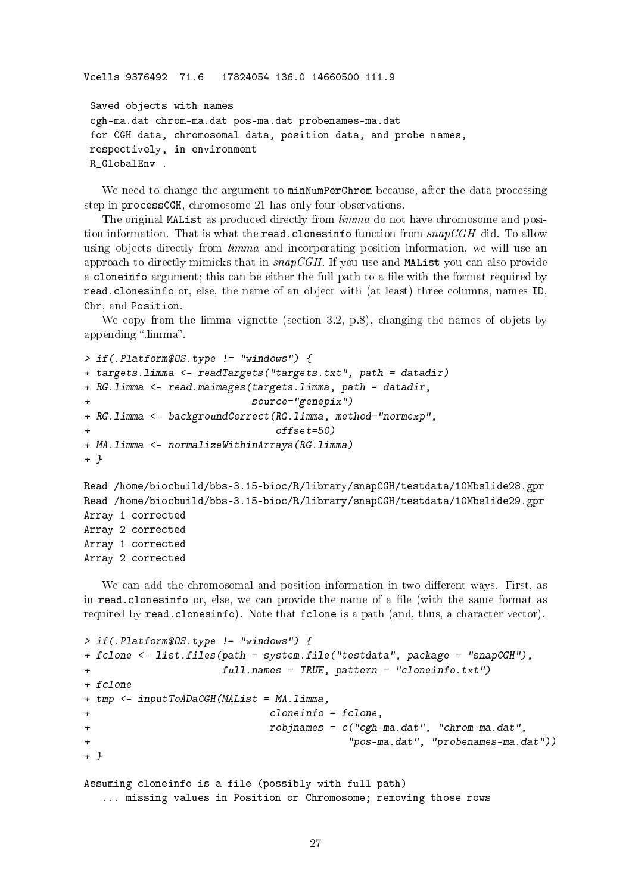```
Vcells 9376492  71.6   17824054 136.0 14660500 111.9

 Saved objects with names
 cgh-ma.dat chrom-ma.dat pos-ma.dat probenames-ma.dat
 for CGH data, chromosomal data, position data, and probe names,
 respectively, in environment
 R_GlobalEnv .
```

We need to change the argument to `minNumPerChrom` because, after the data processing step in `processCGH`, chromosome 21 has only four observations.

The original `MAList` as produced directly from *limma* do not have chromosome and position information. That is what the `read.clonesinfo` function from *snapCGH* did. To allow using objects directly from *limma* and incorporating position information, we will use an approach to directly mimicks that in *snapCGH*. If you use and `MAList` you can also provide a `cloneinfo` argument; this can be either the full path to a file with the format required by `read.clonesinfo` or, else, the name of an object with (at least) three columns, names `ID`, `Chr`, and `Position`.

We copy from the limma vignette (section 3.2, p.8), changing the names of objets by appending ".limma".

```
> if(.Platform$OS.type != "windows") {
+ targets.limma <- readTargets("targets.txt", path = datadir)
+ RG.limma <- read.maimages(targets.limma, path = datadir,
+                          source="genepix")
+ RG.limma <- backgroundCorrect(RG.limma, method="normexp",
+                               offset=50)
+ MA.limma <- normalizeWithinArrays(RG.limma)
+ }

Read /home/biocbuild/bbs-3.15-bioc/R/library/snapCGH/testdata/10Mbslide28.gpr
Read /home/biocbuild/bbs-3.15-bioc/R/library/snapCGH/testdata/10Mbslide29.gpr
Array 1 corrected
Array 2 corrected
Array 1 corrected
Array 2 corrected
```

We can add the chromosomal and position information in two different ways. First, as in `read.clonesinfo` or, else, we can provide the name of a file (with the same format as required by `read.clonesinfo`). Note that `fclone` is a path (and, thus, a character vector).

```
> if(.Platform$OS.type != "windows") {
+ fclone <- list.files(path = system.file("testdata", package = "snapCGH"),
+                      full.names = TRUE, pattern = "cloneinfo.txt")
+ fclone
+ tmp <- inputToADaCGH(MAList = MA.limma,
+                             cloneinfo = fclone,
+                             robjnames = c("cgh-ma.dat", "chrom-ma.dat",
+                                           "pos-ma.dat", "probenames-ma.dat"))
+ }

Assuming cloneinfo is a file (possibly with full path)
   ... missing values in Position or Chromosome; removing those rows
```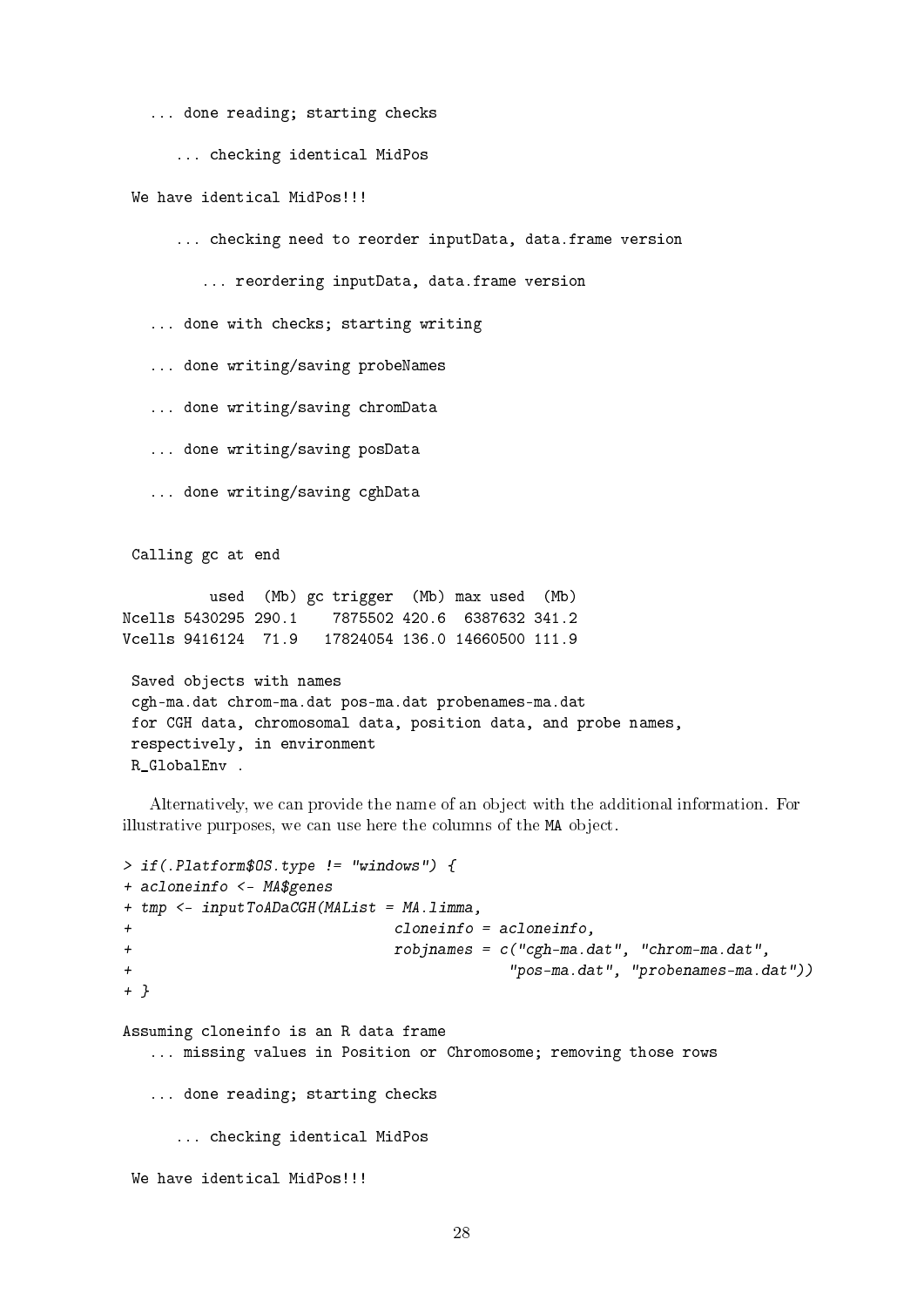```
   ... done reading; starting checks

      ... checking identical MidPos

 We have identical MidPos!!!

      ... checking need to reorder inputData, data.frame version

         ... reordering inputData, data.frame version

   ... done with checks; starting writing

   ... done writing/saving probeNames

   ... done writing/saving chromData

   ... done writing/saving posData

   ... done writing/saving cghData


 Calling gc at end

          used  (Mb) gc trigger  (Mb) max used  (Mb)
Ncells 5430295 290.1    7875502 420.6  6387632 341.2
Vcells 9416124  71.9   17824054 136.0 14660500 111.9

 Saved objects with names
 cgh-ma.dat chrom-ma.dat pos-ma.dat probenames-ma.dat
 for CGH data, chromosomal data, position data, and probe names,
 respectively, in environment
 R_GlobalEnv .
```

Alternatively, we can provide the name of an object with the additional information. For illustrative purposes, we can use here the columns of the MA object.

```
> if(.Platform$OS.type != "windows") {
+ acloneinfo <- MA$genes
+ tmp <- inputToADaCGH(MAList = MA.limma,
+                              cloneinfo = acloneinfo,
+                              robjnames = c("cgh-ma.dat", "chrom-ma.dat",
+                                            "pos-ma.dat", "probenames-ma.dat"))
+ }

Assuming cloneinfo is an R data frame
   ... missing values in Position or Chromosome; removing those rows

   ... done reading; starting checks

      ... checking identical MidPos

 We have identical MidPos!!!
```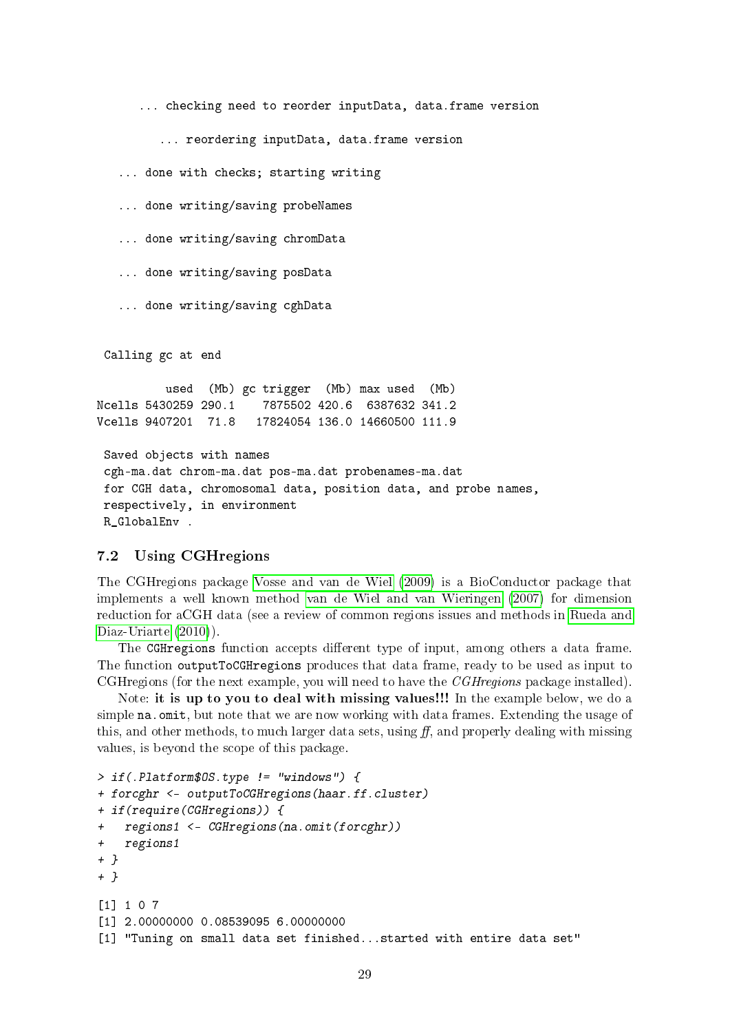```
      ... checking need to reorder inputData, data.frame version

         ... reordering inputData, data.frame version

   ... done with checks; starting writing

   ... done writing/saving probeNames

   ... done writing/saving chromData

   ... done writing/saving posData

   ... done writing/saving cghData


 Calling gc at end

         used   (Mb) gc trigger  (Mb) max used  (Mb)
Ncells 5430259 290.1    7875502 420.6  6387632 341.2
Vcells 9407201  71.8   17824054 136.0 14660500 111.9

 Saved objects with names
 cgh-ma.dat chrom-ma.dat pos-ma.dat probenames-ma.dat
 for CGH data, chromosomal data, position data, and probe names,
 respectively, in environment
 R_GlobalEnv .
```

### 7.2 Using CGHregions

The CGHregions package Vosse and van de Wiel (2009) is a BioConductor package that implements a well known method van de Wiel and van Wieringen (2007) for dimension reduction for aCGH data (see a review of common regions issues and methods in Rueda and Diaz-Uriarte (2010)).

The CGHregions function accepts different type of input, among others a data frame. The function outputToCGHregions produces that data frame, ready to be used as input to CGHregions (for the next example, you will need to have the *CGHregions* package installed).

Note: **it is up to you to deal with missing values!!!** In the example below, we do a simple na.omit, but note that we are now working with data frames. Extending the usage of this, and other methods, to much larger data sets, using *ff*, and properly dealing with missing values, is beyond the scope of this package.

```
> if(.Platform$OS.type != "windows") {
+ forcghr <- outputToCGHregions(haar.ff.cluster)
+ if(require(CGHregions)) {
+   regions1 <- CGHregions(na.omit(forcghr))
+   regions1
+ }
+ }

[1] 1 0 7
[1] 2.00000000 0.08539095 6.00000000
[1] "Tuning on small data set finished...started with entire data set"
```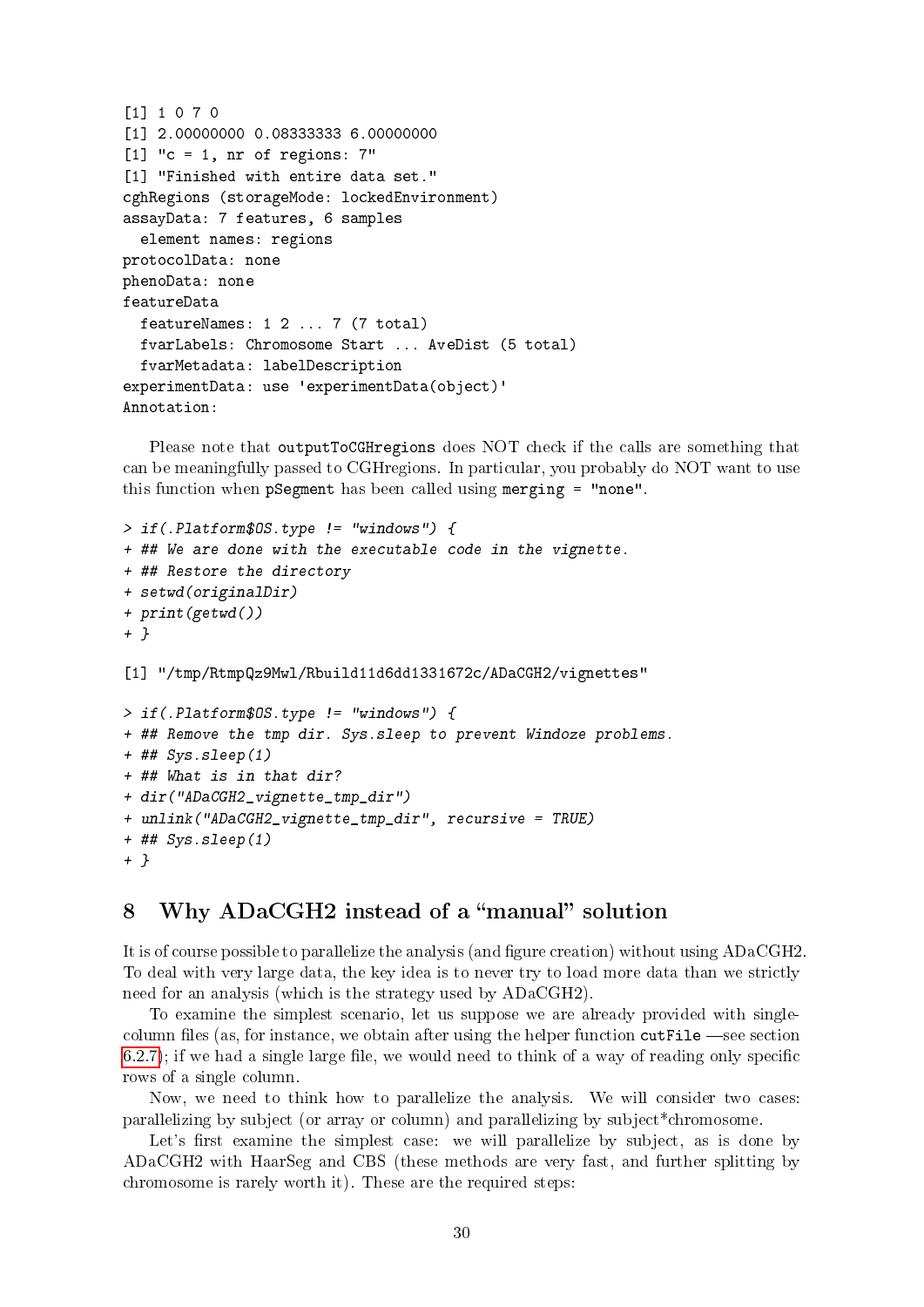```
[1] 1 0 7 0
[1] 2.00000000 0.08333333 6.00000000
[1] "c = 1, nr of regions: 7"
[1] "Finished with entire data set."
cghRegions (storageMode: lockedEnvironment)
assayData: 7 features, 6 samples
  element names: regions
protocolData: none
phenoData: none
featureData
  featureNames: 1 2 ... 7 (7 total)
  fvarLabels: Chromosome Start ... AveDist (5 total)
  fvarMetadata: labelDescription
experimentData: use 'experimentData(object)'
Annotation:
```

Please note that `outputToCGHregions` does NOT check if the calls are something that can be meaningfully passed to CGHregions. In particular, you probably do NOT want to use this function when `pSegment` has been called using `merging = "none"`.

```
> if(.Platform$OS.type != "windows") {
+ ## We are done with the executable code in the vignette.
+ ## Restore the directory
+ setwd(originalDir)
+ print(getwd())
+ }

[1] "/tmp/RtmpQz9Mwl/Rbuild11d6dd1331672c/ADaCGH2/vignettes"

> if(.Platform$OS.type != "windows") {
+ ## Remove the tmp dir. Sys.sleep to prevent Windoze problems.
+ ## Sys.sleep(1)
+ ## What is in that dir?
+ dir("ADaCGH2_vignette_tmp_dir")
+ unlink("ADaCGH2_vignette_tmp_dir", recursive = TRUE)
+ ## Sys.sleep(1)
+ }
```

# 8 Why ADaCGH2 instead of a "manual" solution

It is of course possible to parallelize the analysis (and figure creation) without using ADaCGH2. To deal with very large data, the key idea is to never try to load more data than we strictly need for an analysis (which is the strategy used by ADaCGH2).

To examine the simplest scenario, let us suppose we are already provided with single-column files (as, for instance, we obtain after using the helper function `cutFile` —see section 6.2.7); if we had a single large file, we would need to think of a way of reading only specific rows of a single column.

Now, we need to think how to parallelize the analysis. We will consider two cases: parallelizing by subject (or array or column) and parallelizing by subject*chromosome.

Let's first examine the simplest case: we will parallelize by subject, as is done by ADaCGH2 with HaarSeg and CBS (these methods are very fast, and further splitting by chromosome is rarely worth it). These are the required steps: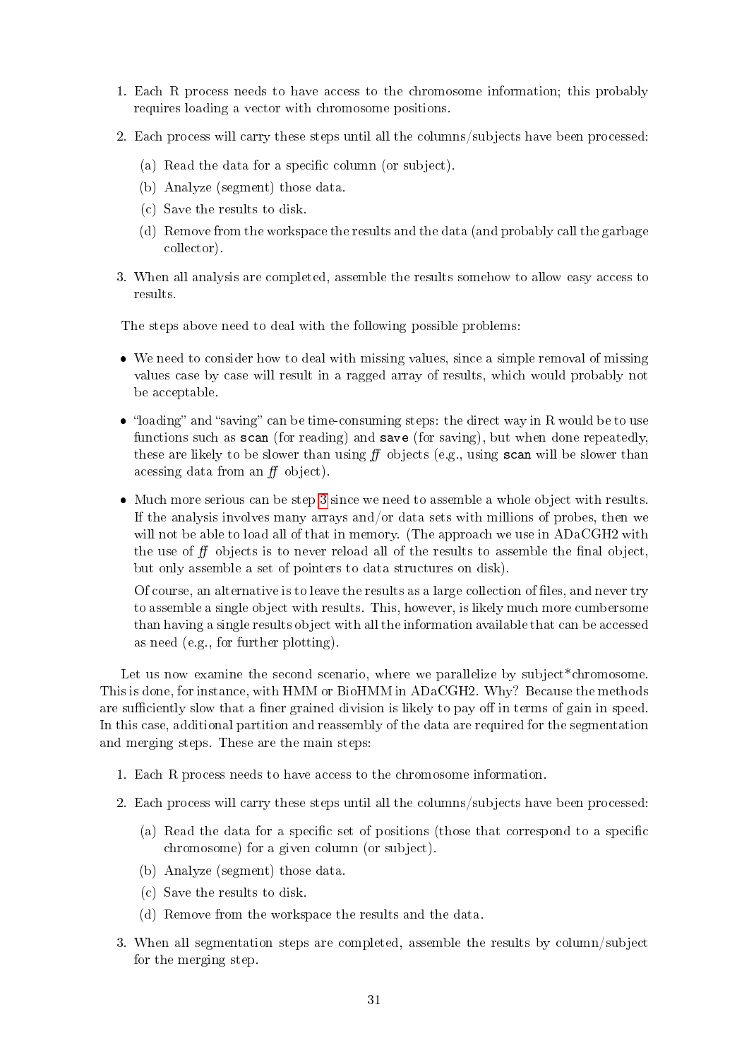1. Each R process needs to have access to the chromosome information; this probably requires loading a vector with chromosome positions.
2. Each process will carry these steps until all the columns/subjects have been processed:
   (a) Read the data for a specific column (or subject).
   (b) Analyze (segment) those data.
   (c) Save the results to disk.
   (d) Remove from the workspace the results and the data (and probably call the garbage collector).
3. When all analysis are completed, assemble the results somehow to allow easy access to results.

The steps above need to deal with the following possible problems:

- We need to consider how to deal with missing values, since a simple removal of missing values case by case will result in a ragged array of results, which would probably not be acceptable.
- "loading" and "saving" can be time-consuming steps: the direct way in R would be to use functions such as `scan` (for reading) and `save` (for saving), but when done repeatedly, these are likely to be slower than using *ff* objects (e.g., using `scan` will be slower than acessing data from an *ff* object).
- Much more serious can be step 3 since we need to assemble a whole object with results. If the analysis involves many arrays and/or data sets with millions of probes, then we will not be able to load all of that in memory. (The approach we use in ADaCGH2 with the use of *ff* objects is to never reload all of the results to assemble the final object, but only assemble a set of pointers to data structures on disk).

  Of course, an alternative is to leave the results as a large collection of files, and never try to assemble a single object with results. This, however, is likely much more cumbersome than having a single results object with all the information available that can be accessed as need (e.g., for further plotting).

Let us now examine the second scenario, where we parallelize by subject*chromosome. This is done, for instance, with HMM or BioHMM in ADaCGH2. Why? Because the methods are sufficiently slow that a finer grained division is likely to pay off in terms of gain in speed. In this case, additional partition and reassembly of the data are required for the segmentation and merging steps. These are the main steps:

1. Each R process needs to have access to the chromosome information.
2. Each process will carry these steps until all the columns/subjects have been processed:
   (a) Read the data for a specific set of positions (those that correspond to a specific chromosome) for a given column (or subject).
   (b) Analyze (segment) those data.
   (c) Save the results to disk.
   (d) Remove from the workspace the results and the data.
3. When all segmentation steps are completed, assemble the results by column/subject for the merging step.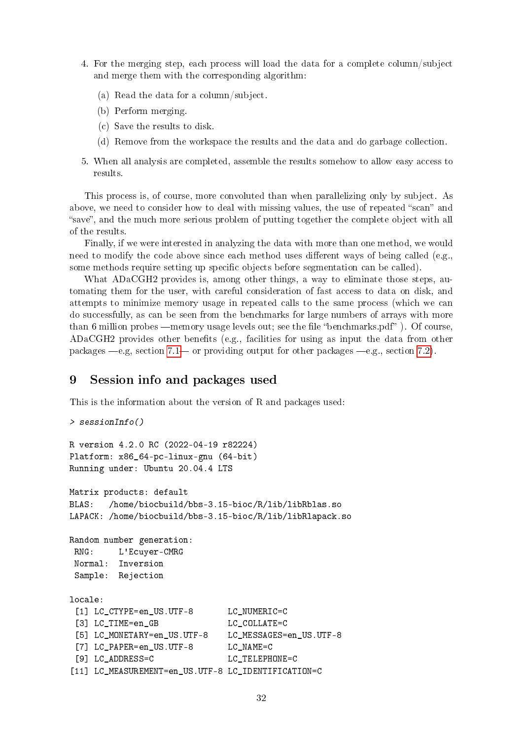4. For the merging step, each process will load the data for a complete column/subject and merge them with the corresponding algorithm:

   (a) Read the data for a column/subject.

   (b) Perform merging.

   (c) Save the results to disk.

   (d) Remove from the workspace the results and the data and do garbage collection.

5. When all analysis are completed, assemble the results somehow to allow easy access to results.

This process is, of course, more convoluted than when parallelizing only by subject. As above, we need to consider how to deal with missing values, the use of repeated "scan" and "save", and the much more serious problem of putting together the complete object with all of the results.

Finally, if we were interested in analyzing the data with more than one method, we would need to modify the code above since each method uses different ways of being called (e.g., some methods require setting up specific objects before segmentation can be called).

What ADaCGH2 provides is, among other things, a way to eliminate those steps, automating them for the user, with careful consideration of fast access to data on disk, and attempts to minimize memory usage in repeated calls to the same process (which we can do successfully, as can be seen from the benchmarks for large numbers of arrays with more than 6 million probes —memory usage levels out; see the file "benchmarks.pdf" ). Of course, ADaCGH2 provides other benefits (e.g., facilities for using as input the data from other packages —e.g, section 7.1— or providing output for other packages —e.g., section 7.2).

## 9 Session info and packages used

This is the information about the version of R and packages used:

```
> sessionInfo()

R version 4.2.0 RC (2022-04-19 r82224)
Platform: x86_64-pc-linux-gnu (64-bit)
Running under: Ubuntu 20.04.4 LTS

Matrix products: default
BLAS:   /home/biocbuild/bbs-3.15-bioc/R/lib/libRblas.so
LAPACK: /home/biocbuild/bbs-3.15-bioc/R/lib/libRlapack.so

Random number generation:
 RNG:     L'Ecuyer-CMRG
 Normal:  Inversion
 Sample:  Rejection

locale:
 [1] LC_CTYPE=en_US.UTF-8       LC_NUMERIC=C
 [3] LC_TIME=en_GB              LC_COLLATE=C
 [5] LC_MONETARY=en_US.UTF-8    LC_MESSAGES=en_US.UTF-8
 [7] LC_PAPER=en_US.UTF-8       LC_NAME=C
 [9] LC_ADDRESS=C               LC_TELEPHONE=C
[11] LC_MEASUREMENT=en_US.UTF-8 LC_IDENTIFICATION=C
```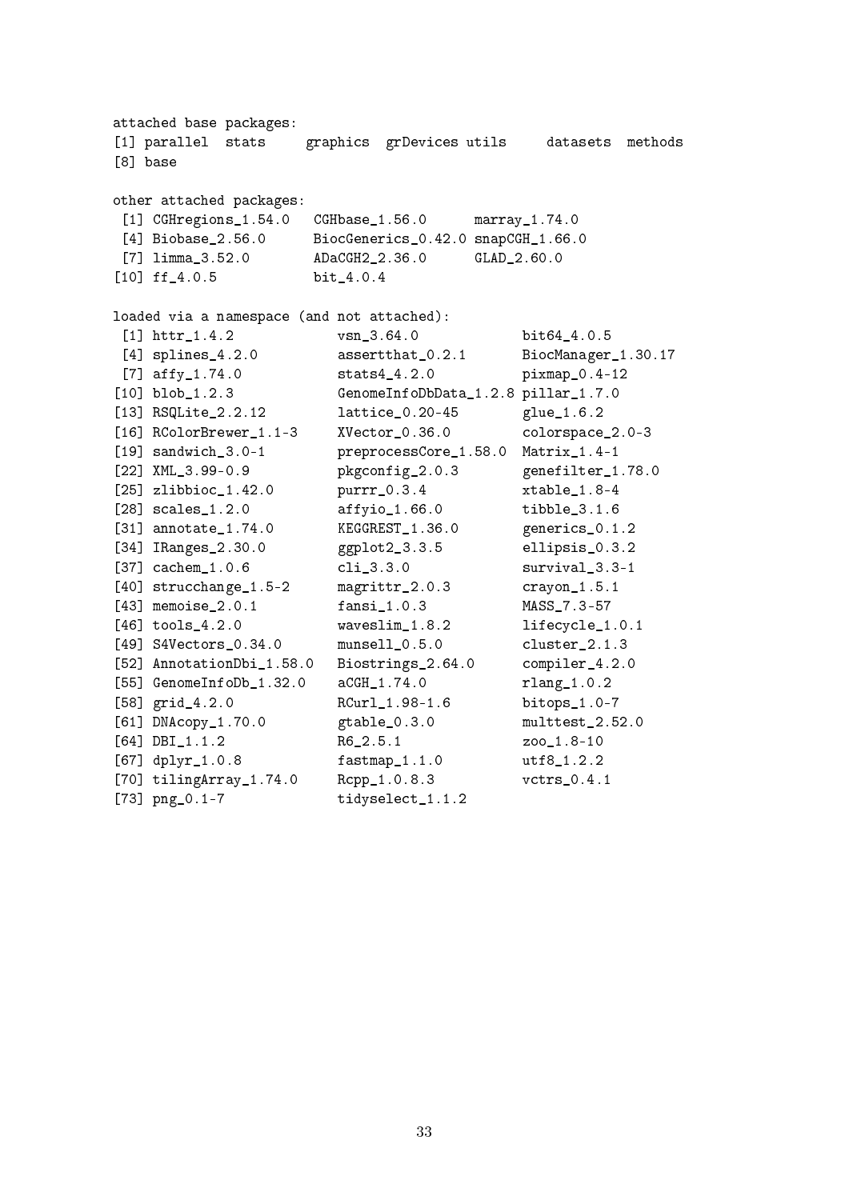```
attached base packages:
[1] parallel  stats     graphics  grDevices utils     datasets  methods
[8] base

other attached packages:
 [1] CGHregions_1.54.0   CGHbase_1.56.0      marray_1.74.0
 [4] Biobase_2.56.0      BiocGenerics_0.42.0 snapCGH_1.66.0
 [7] limma_3.52.0        ADaCGH2_2.36.0      GLAD_2.60.0
[10] ff_4.0.5            bit_4.0.4

loaded via a namespace (and not attached):
 [1] httr_1.4.2             vsn_3.64.0             bit64_4.0.5
 [4] splines_4.2.0          assertthat_0.2.1       BiocManager_1.30.17
 [7] affy_1.74.0            stats4_4.2.0           pixmap_0.4-12
[10] blob_1.2.3             GenomeInfoDbData_1.2.8 pillar_1.7.0
[13] RSQLite_2.2.12         lattice_0.20-45        glue_1.6.2
[16] RColorBrewer_1.1-3     XVector_0.36.0         colorspace_2.0-3
[19] sandwich_3.0-1         preprocessCore_1.58.0  Matrix_1.4-1
[22] XML_3.99-0.9           pkgconfig_2.0.3        genefilter_1.78.0
[25] zlibbioc_1.42.0        purrr_0.3.4            xtable_1.8-4
[28] scales_1.2.0           affyio_1.66.0          tibble_3.1.6
[31] annotate_1.74.0        KEGGREST_1.36.0        generics_0.1.2
[34] IRanges_2.30.0         ggplot2_3.3.5          ellipsis_0.3.2
[37] cachem_1.0.6           cli_3.3.0              survival_3.3-1
[40] strucchange_1.5-2      magrittr_2.0.3         crayon_1.5.1
[43] memoise_2.0.1          fansi_1.0.3            MASS_7.3-57
[46] tools_4.2.0            waveslim_1.8.2         lifecycle_1.0.1
[49] S4Vectors_0.34.0       munsell_0.5.0          cluster_2.1.3
[52] AnnotationDbi_1.58.0   Biostrings_2.64.0      compiler_4.2.0
[55] GenomeInfoDb_1.32.0    aCGH_1.74.0            rlang_1.0.2
[58] grid_4.2.0             RCurl_1.98-1.6         bitops_1.0-7
[61] DNAcopy_1.70.0         gtable_0.3.0           multtest_2.52.0
[64] DBI_1.1.2              R6_2.5.1               zoo_1.8-10
[67] dplyr_1.0.8            fastmap_1.1.0          utf8_1.2.2
[70] tilingArray_1.74.0     Rcpp_1.0.8.3           vctrs_0.4.1
[73] png_0.1-7              tidyselect_1.1.2
```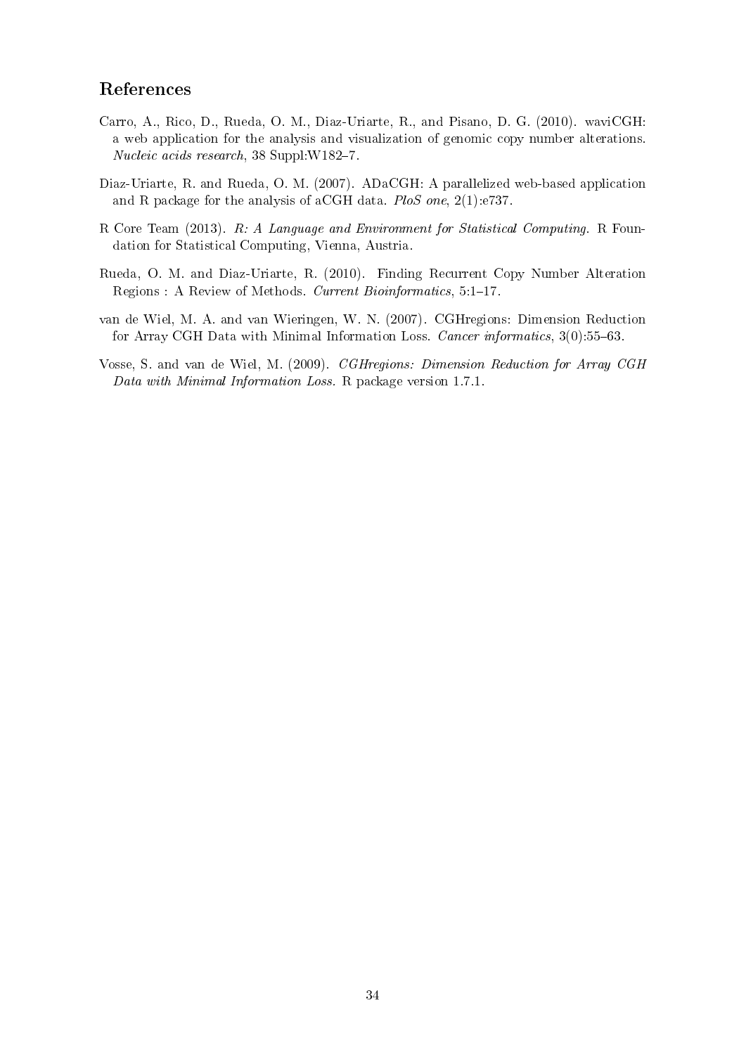## References

Carro, A., Rico, D., Rueda, O. M., Diaz-Uriarte, R., and Pisano, D. G. (2010). waviCGH: a web application for the analysis and visualization of genomic copy number alterations. *Nucleic acids research*, 38 Suppl:W182–7.

Diaz-Uriarte, R. and Rueda, O. M. (2007). ADaCGH: A parallelized web-based application and R package for the analysis of aCGH data. *PloS one*, 2(1):e737.

R Core Team (2013). *R: A Language and Environment for Statistical Computing*. R Foundation for Statistical Computing, Vienna, Austria.

Rueda, O. M. and Diaz-Uriarte, R. (2010). Finding Recurrent Copy Number Alteration Regions : A Review of Methods. *Current Bioinformatics*, 5:1–17.

van de Wiel, M. A. and van Wieringen, W. N. (2007). CGHregions: Dimension Reduction for Array CGH Data with Minimal Information Loss. *Cancer informatics*, 3(0):55–63.

Vosse, S. and van de Wiel, M. (2009). *CGHregions: Dimension Reduction for Array CGH Data with Minimal Information Loss*. R package version 1.7.1.